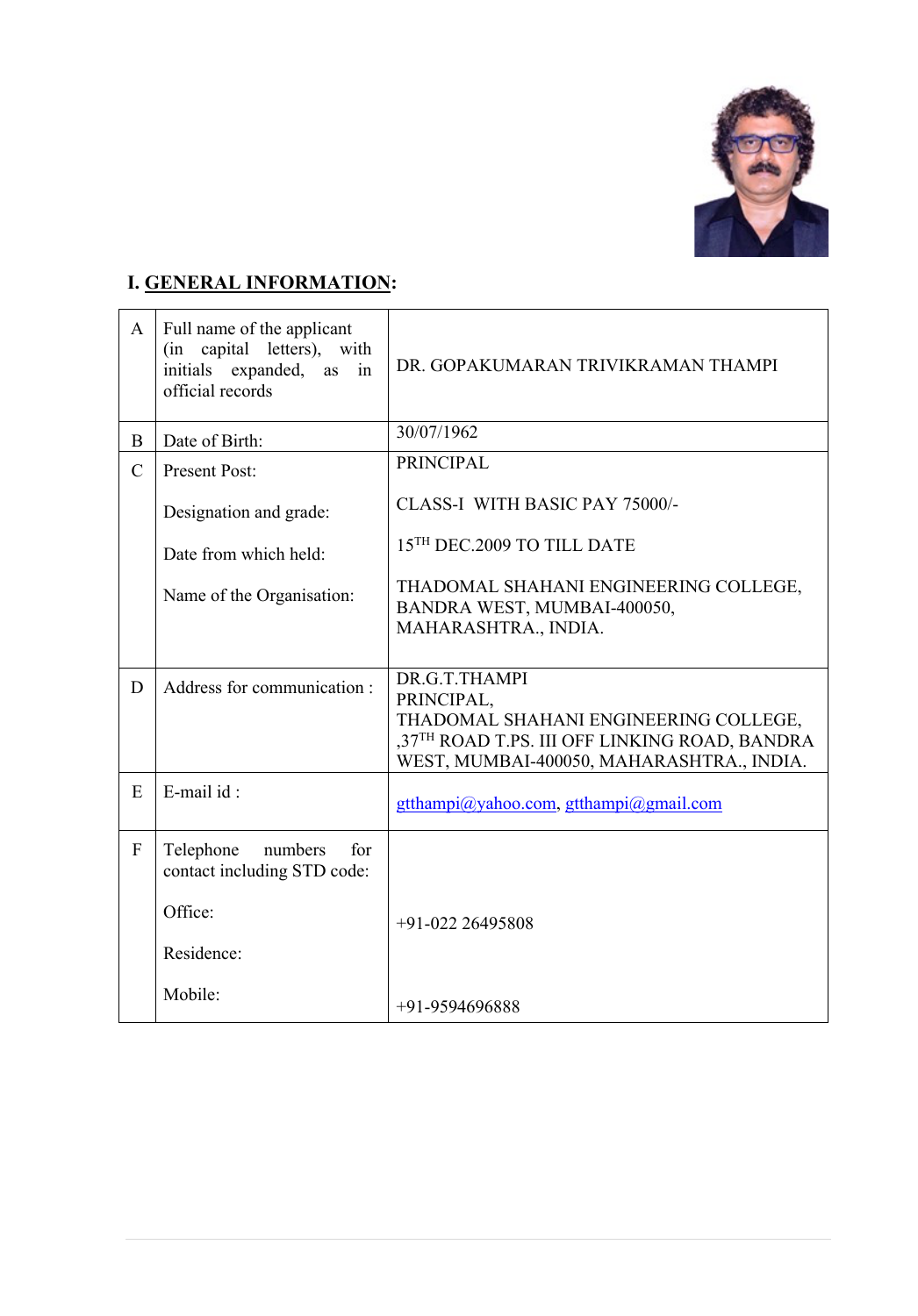## I. GENERAL INFORMATION:

| | | |
|---|---|---|
| A | Full name of the applicant (in capital letters), with initials expanded, as in official records | DR. GOPAKUMARAN TRIVIKRAMAN THAMPI |
| B | Date of Birth: | 30/07/1962 |
| C | Present Post:<br><br>Designation and grade:<br><br>Date from which held:<br><br>Name of the Organisation: | PRINCIPAL<br><br>CLASS-I WITH BASIC PAY 75000/-<br><br>15TH DEC.2009 TO TILL DATE<br><br>THADOMAL SHAHANI ENGINEERING COLLEGE, BANDRA WEST, MUMBAI-400050, MAHARASHTRA., INDIA. |
| D | Address for communication : | DR.G.T.THAMPI<br>PRINCIPAL,<br>THADOMAL SHAHANI ENGINEERING COLLEGE, ,37TH ROAD T.PS. III OFF LINKING ROAD, BANDRA WEST, MUMBAI-400050, MAHARASHTRA., INDIA. |
| E | E-mail id : | gtthampi@yahoo.com, gtthampi@gmail.com |
| F | Telephone numbers for contact including STD code:<br><br>Office:<br><br>Residence:<br><br>Mobile: | +91-022 26495808<br><br>+91-9594696888 |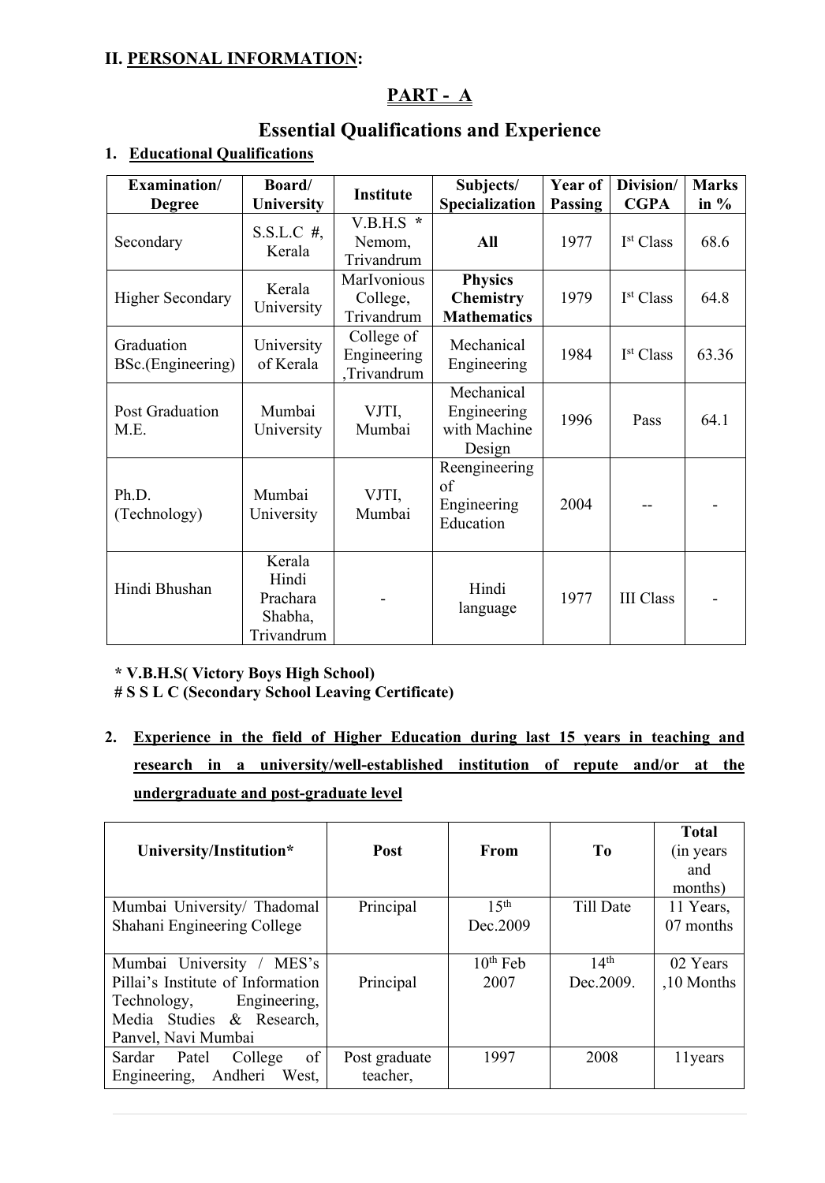## II. PERSONAL INFORMATION:

## PART - A

## Essential Qualifications and Experience

### 1. Educational Qualifications

| Examination/ Degree | Board/ University | Institute | Subjects/ Specialization | Year of Passing | Division/ CGPA | Marks in % |
|---|---|---|---|---|---|---|
| Secondary | S.S.L.C #, Kerala | V.B.H.S * Nemom, Trivandrum | **All** | 1977 | Ist Class | 68.6 |
| Higher Secondary | Kerala University | MarIvonious College, Trivandrum | **Physics Chemistry Mathematics** | 1979 | Ist Class | 64.8 |
| Graduation BSc.(Engineering) | University of Kerala | College of Engineering ,Trivandrum | Mechanical Engineering | 1984 | Ist Class | 63.36 |
| Post Graduation M.E. | Mumbai University | VJTI, Mumbai | Mechanical Engineering with Machine Design | 1996 | Pass | 64.1 |
| Ph.D. (Technology) | Mumbai University | VJTI, Mumbai | Reengineering of Engineering Education | 2004 | -- | - |
| Hindi Bhushan | Kerala Hindi Prachara Shabha, Trivandrum | - | Hindi language | 1977 | III Class | - |

**\* V.B.H.S( Victory Boys High School)**
**# S S L C (Secondary School Leaving Certificate)**

### 2. Experience in the field of Higher Education during last 15 years in teaching and research in a university/well-established institution of repute and/or at the undergraduate and post-graduate level

| University/Institution* | Post | From | To | Total (in years and months) |
|---|---|---|---|---|
| Mumbai University/ Thadomal Shahani Engineering College | Principal | 15th Dec.2009 | Till Date | 11 Years, 07 months |
| Mumbai University / MES's Pillai's Institute of Information Technology, Engineering, Media Studies & Research, Panvel, Navi Mumbai | Principal | 10th Feb 2007 | 14th Dec.2009. | 02 Years ,10 Months |
| Sardar Patel College of Engineering, Andheri West, | Post graduate teacher, | 1997 | 2008 | 11years |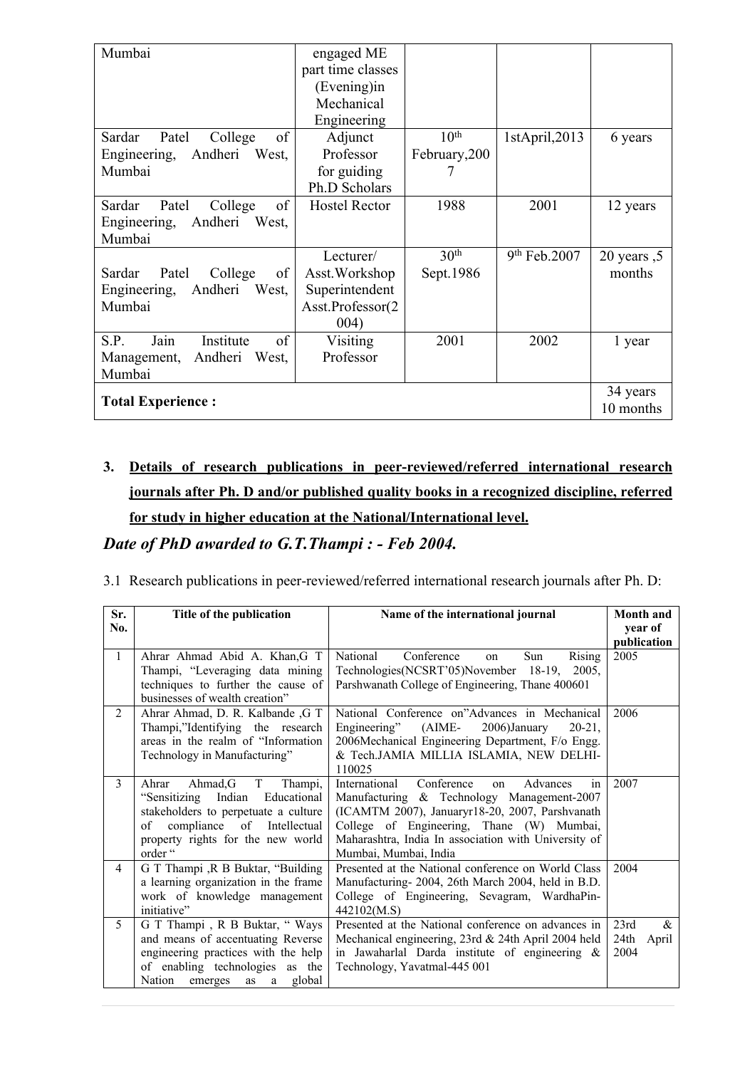| | | | | |
|---|---|---|---|---|
| Mumbai | engaged ME part time classes (Evening)in Mechanical Engineering | | | |
| Sardar Patel College of Engineering, Andheri West, Mumbai | Adjunct Professor for guiding Ph.D Scholars | 10th February,2007 | 1stApril,2013 | 6 years |
| Sardar Patel College of Engineering, Andheri West, Mumbai | Hostel Rector | 1988 | 2001 | 12 years |
| Sardar Patel College of Engineering, Andheri West, Mumbai | Lecturer/ Asst.Workshop Superintendent Asst.Professor(2004) | 30th Sept.1986 | 9th Feb.2007 | 20 years ,5 months |
| S.P. Jain Institute of Management, Andheri West, Mumbai | Visiting Professor | 2001 | 2002 | 1 year |
| **Total Experience :** | | | | 34 years 10 months |

3. **Details of research publications in peer-reviewed/referred international research journals after Ph. D and/or published quality books in a recognized discipline, referred for study in higher education at the National/International level.**

***Date of PhD awarded to G.T.Thampi : - Feb 2004.***

3.1 Research publications in peer-reviewed/referred international research journals after Ph. D:

| Sr. No. | Title of the publication | Name of the international journal | Month and year of publication |
|---|---|---|---|
| 1 | Ahrar Ahmad Abid A. Khan,G T Thampi, "Leveraging data mining techniques to further the cause of businesses of wealth creation" | National Conference on Sun Rising Technologies(NCSRT'05)November 18-19, 2005, Parshwanath College of Engineering, Thane 400601 | 2005 |
| 2 | Ahrar Ahmad, D. R. Kalbande ,G T Thampi,"Identifying the research areas in the realm of "Information Technology in Manufacturing" | National Conference on"Advances in Mechanical Engineering" (AIME- 2006)January 20-21, 2006Mechanical Engineering Department, F/o Engg. & Tech.JAMIA MILLIA ISLAMIA, NEW DELHI-110025 | 2006 |
| 3 | Ahrar Ahmad,G T Thampi, "Sensitizing Indian Educational stakeholders to perpetuate a culture of compliance of Intellectual property rights for the new world order " | International Conference on Advances in Manufacturing & Technology Management-2007 (ICAMTM 2007), Januaryr18-20, 2007, Parshvanath College of Engineering, Thane (W) Mumbai, Maharashtra, India In association with University of Mumbai, Mumbai, India | 2007 |
| 4 | G T Thampi ,R B Buktar, "Building a learning organization in the frame work of knowledge management initiative" | Presented at the National conference on World Class Manufacturing- 2004, 26th March 2004, held in B.D. College of Engineering, Sevagram, WardhaPin-442102(M.S) | 2004 |
| 5 | G T Thampi , R B Buktar, " Ways and means of accentuating Reverse engineering practices with the help of enabling technologies as the Nation emerges as a global | Presented at the National conference on advances in Mechanical engineering, 23rd & 24th April 2004 held in Jawaharlal Darda institute of engineering & Technology, Yavatmal-445 001 | 23rd & 24th April 2004 |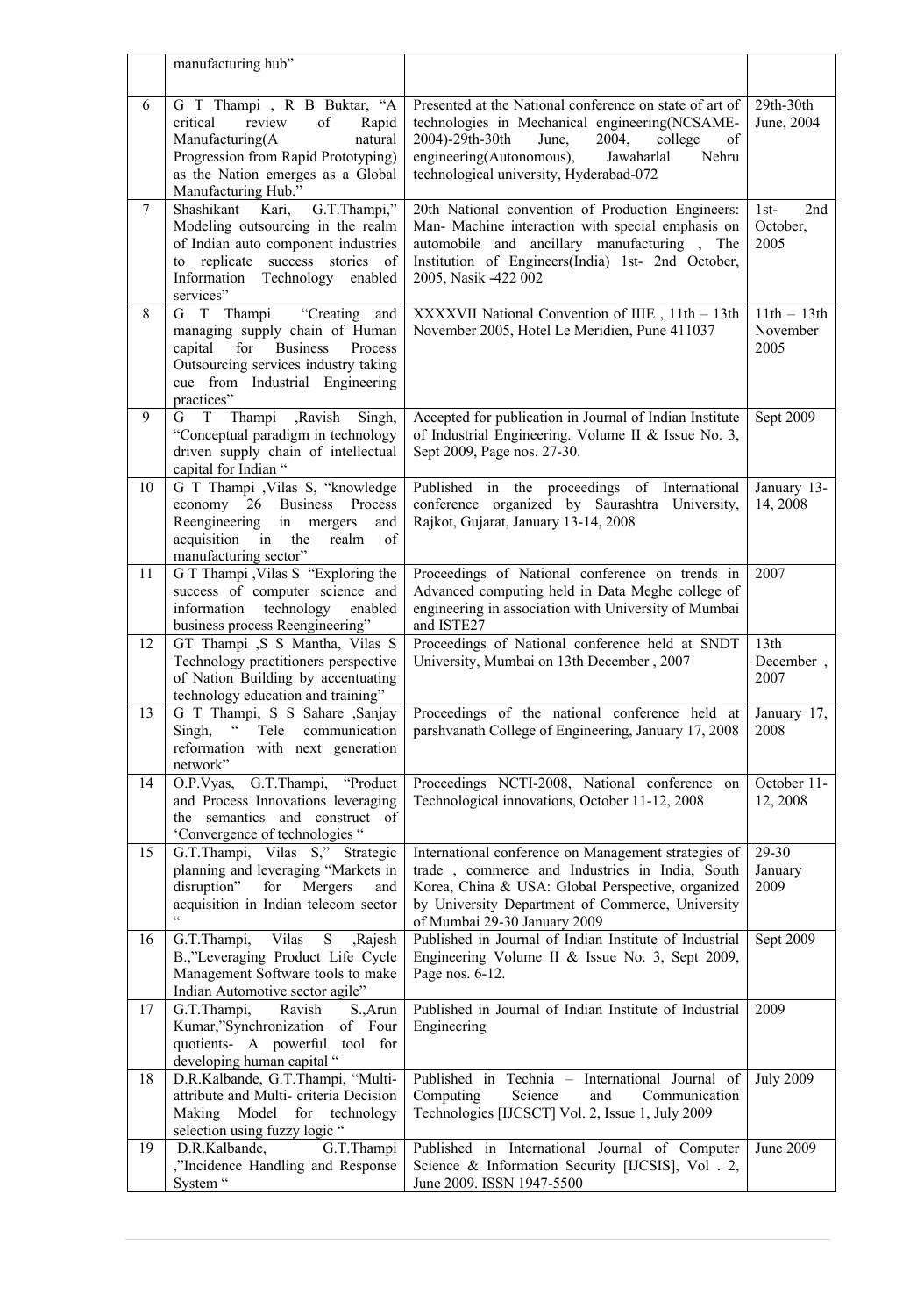| | | | |
|---|---|---|---|
| | manufacturing hub" | | |
| 6 | G T Thampi , R B Buktar, "A critical review of Rapid Manufacturing(A natural Progression from Rapid Prototyping) as the Nation emerges as a Global Manufacturing Hub." | Presented at the National conference on state of art of technologies in Mechanical engineering(NCSAME-2004)-29th-30th June, 2004, college of engineering(Autonomous), Jawaharlal Nehru technological university, Hyderabad-072 | 29th-30th June, 2004 |
| 7 | Shashikant Kari, G.T.Thampi," Modeling outsourcing in the realm of Indian auto component industries to replicate success stories of Information Technology enabled services" | 20th National convention of Production Engineers: Man- Machine interaction with special emphasis on automobile and ancillary manufacturing , The Institution of Engineers(India) 1st- 2nd October, 2005, Nasik -422 002 | 1st- 2nd October, 2005 |
| 8 | G T Thampi "Creating and managing supply chain of Human capital for Business Process Outsourcing services industry taking cue from Industrial Engineering practices" | XXXXVII National Convention of IIIE , 11th – 13th November 2005, Hotel Le Meridien, Pune 411037 | 11th – 13th November 2005 |
| 9 | G T Thampi ,Ravish Singh, "Conceptual paradigm in technology driven supply chain of intellectual capital for Indian " | Accepted for publication in Journal of Indian Institute of Industrial Engineering. Volume II & Issue No. 3, Sept 2009, Page nos. 27-30. | Sept 2009 |
| 10 | G T Thampi ,Vilas S, "knowledge economy 26 Business Process Reengineering in mergers and acquisition in the realm of manufacturing sector" | Published in the proceedings of International conference organized by Saurashtra University, Rajkot, Gujarat, January 13-14, 2008 | January 13-14, 2008 |
| 11 | G T Thampi ,Vilas S "Exploring the success of computer science and information technology enabled business process Reengineering" | Proceedings of National conference on trends in Advanced computing held in Data Meghe college of engineering in association with University of Mumbai and ISTE27 | 2007 |
| 12 | GT Thampi ,S S Mantha, Vilas S Technology practitioners perspective of Nation Building by accentuating technology education and training" | Proceedings of National conference held at SNDT University, Mumbai on 13th December , 2007 | 13th December , 2007 |
| 13 | G T Thampi, S S Sahare ,Sanjay Singh, " Tele communication reformation with next generation network" | Proceedings of the national conference held at parshvanath College of Engineering, January 17, 2008 | January 17, 2008 |
| 14 | O.P.Vyas, G.T.Thampi, "Product and Process Innovations leveraging the semantics and construct of 'Convergence of technologies " | Proceedings NCTI-2008, National conference on Technological innovations, October 11-12, 2008 | October 11-12, 2008 |
| 15 | G.T.Thampi, Vilas S," Strategic planning and leveraging "Markets in disruption" for Mergers and acquisition in Indian telecom sector " | International conference on Management strategies of trade , commerce and Industries in India, South Korea, China & USA: Global Perspective, organized by University Department of Commerce, University of Mumbai 29-30 January 2009 | 29-30 January 2009 |
| 16 | G.T.Thampi, Vilas S ,Rajesh B.,"Leveraging Product Life Cycle Management Software tools to make Indian Automotive sector agile" | Published in Journal of Indian Institute of Industrial Engineering Volume II & Issue No. 3, Sept 2009, Page nos. 6-12. | Sept 2009 |
| 17 | G.T.Thampi, Ravish S.,Arun Kumar,"Synchronization of Four quotients- A powerful tool for developing human capital " | Published in Journal of Indian Institute of Industrial Engineering | 2009 |
| 18 | D.R.Kalbande, G.T.Thampi, "Multi-attribute and Multi- criteria Decision Making Model for technology selection using fuzzy logic " | Published in Technia – International Journal of Computing Science and Communication Technologies [IJCSCT] Vol. 2, Issue 1, July 2009 | July 2009 |
| 19 | D.R.Kalbande, G.T.Thampi ,"Incidence Handling and Response System " | Published in International Journal of Computer Science & Information Security [IJCSIS], Vol . 2, June 2009. ISSN 1947-5500 | June 2009 |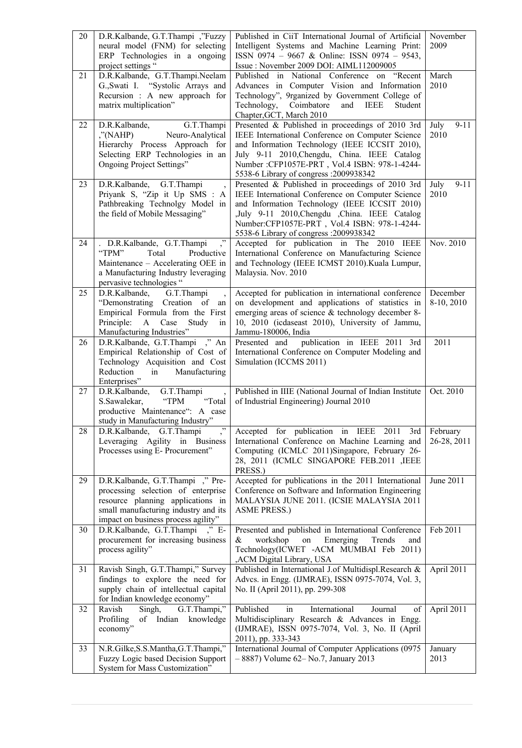| 20 | D.R.Kalbande, G.T.Thampi ,"Fuzzy neural model (FNM) for selecting ERP Technologies in a ongoing project settings " | Published in CiiT International Journal of Artificial Intelligent Systems and Machine Learning Print: ISSN 0974 – 9667 & Online: ISSN 0974 – 9543, Issue : November 2009 DOI: AIML112009005 | November 2009 |
|---|---|---|---|
| 21 | D.R.Kalbande, G.T.Thampi.Neelam G.,Swati I. "Systolic Arrays and Recursion : A new approach for matrix multiplication" | Published in National Conference on "Recent Advances in Computer Vision and Information Technology", 9rganized by Government College of Technology, Coimbatore and IEEE Student Chapter,GCT, March 2010 | March 2010 |
| 22 | D.R.Kalbande, G.T.Thampi ,"(NAHP) Neuro-Analytical Hierarchy Process Approach for Selecting ERP Technologies in an Ongoing Project Settings" | Presented & Published in proceedings of 2010 3rd IEEE International Conference on Computer Science and Information Technology (IEEE ICCSIT 2010), July 9-11 2010,Chengdu, China. IEEE Catalog Number :CFP1057E-PRT , Vol.4 ISBN: 978-1-4244-5538-6 Library of congress :2009938342 | July 9-11 2010 |
| 23 | D.R.Kalbande, G.T.Thampi , Priyank S, "Zip it Up SMS : A Pathbreaking Technolgy Model in the field of Mobile Messaging" | Presented & Published in proceedings of 2010 3rd IEEE International Conference on Computer Science and Information Technology (IEEE ICCSIT 2010) ,July 9-11 2010,Chengdu ,China. IEEE Catalog Number:CFP1057E-PRT , Vol.4 ISBN: 978-1-4244-5538-6 Library of congress :2009938342 | July 9-11 2010 |
| 24 | . D.R.Kalbande, G.T.Thampi ," "TPM" Total Productive Maintenance – Accelerating OEE in a Manufacturing Industry leveraging pervasive technologies " | Accepted for publication in The 2010 IEEE International Conference on Manufacturing Science and Technology (IEEE ICMST 2010).Kuala Lumpur, Malaysia. Nov. 2010 | Nov. 2010 |
| 25 | D.R.Kalbande, G.T.Thampi , "Demonstrating Creation of an Empirical Formula from the First Principle: A Case Study in Manufacturing Industries" | Accepted for publication in international conference on development and applications of statistics in emerging areas of science & technology december 8-10, 2010 (icdaseast 2010), University of Jammu, Jammu-180006, India | December 8-10, 2010 |
| 26 | D.R.Kalbande, G.T.Thampi ," An Empirical Relationship of Cost of Technology Acquisition and Cost Reduction in Manufacturing Enterprises" | Presented and publication in IEEE 2011 3rd International Conference on Computer Modeling and Simulation (ICCMS 2011) | 2011 |
| 27 | D.R.Kalbande, G.T.Thampi , S.Sawalekar, "TPM "Total productive Maintenance": A case study in Manufacturing Industry" | Published in IIIE (National Journal of Indian Institute of Industrial Engineering) Journal 2010 | Oct. 2010 |
| 28 | D.R.Kalbande, G.T.Thampi ," Leveraging Agility in Business Processes using E- Procurement" | Accepted for publication in IEEE 2011 3rd International Conference on Machine Learning and Computing (ICMLC 2011)Singapore, February 26-28, 2011 (ICMLC SINGAPORE FEB.2011 ,IEEE PRESS.) | February 26-28, 2011 |
| 29 | D.R.Kalbande, G.T.Thampi ," Pre-processing selection of enterprise resource planning applications in small manufacturing industry and its impact on business process agility" | Accepted for publications in the 2011 International Conference on Software and Information Engineering MALAYSIA JUNE 2011. (ICSIE MALAYSIA 2011 ASME PRESS.) | June 2011 |
| 30 | D.R.Kalbande, G.T.Thampi ," E-procurement for increasing business process agility" | Presented and published in International Conference & workshop on Emerging Trends and Technology(ICWET -ACM MUMBAI Feb 2011) ,ACM Digital Library, USA | Feb 2011 |
| 31 | Ravish Singh, G.T.Thampi," Survey findings to explore the need for supply chain of intellectual capital for Indian knowledge economy" | Published in International J.of Multidispl.Research & Advcs. in Engg. (IJMRAE), ISSN 0975-7074, Vol. 3, No. II (April 2011), pp. 299-308 | April 2011 |
| 32 | Ravish Singh, G.T.Thampi," Profiling of Indian knowledge economy" | Published in International Journal of Multidisciplinary Research & Advances in Engg. (IJMRAE), ISSN 0975-7074, Vol. 3, No. II (April 2011), pp. 333-343 | April 2011 |
| 33 | N.R.Gilke,S.S.Mantha,G.T.Thampi," Fuzzy Logic based Decision Support System for Mass Customization" | International Journal of Computer Applications (0975 – 8887) Volume 62– No.7, January 2013 | January 2013 |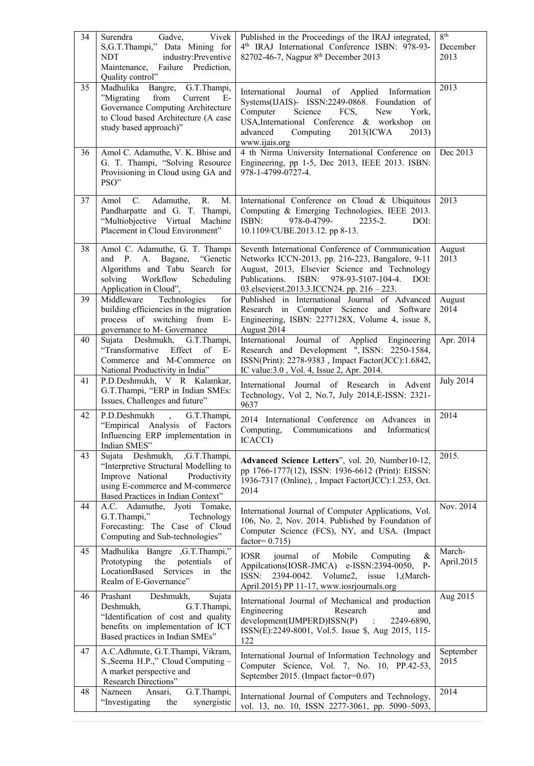| 34 | Surendra Gadve, Vivek S,G.T.Thampi," Data Mining for NDT industry:Preventive Maintenance, Failure Prediction, Quality control" | Published in the Proceedings of the IRAJ integrated, 4th IRAJ International Conference ISBN: 978-93-82702-46-7, Nagpur 8th December 2013 | 8th December 2013 |
|---|---|---|---|
| 35 | Madhulika Bangre, G.T.Thampi, "Migrating from Current E-Governance Computing Architecture to Cloud based Architecture (A case study based approach)" | International Journal of Applied Information Systems(IJAIS)- ISSN:2249-0868. Foundation of Computer Science FCS, New York, USA,International Conference & workshop on advanced Computing 2013(ICWA 2013) www.ijais.org | 2013 |
| 36 | Amol C. Adamuthe, V. K. Bhise and G. T. Thampi, "Solving Resource Provisioning in Cloud using GA and PSO" | 4 th Nirma University International Conference on Engineering, pp 1-5, Dec 2013, IEEE 2013. ISBN: 978-1-4799-0727-4. | Dec 2013 |
| 37 | Amol C. Adamuthe, R. M. Pandharpatte and G. T. Thampi, "Multiobjective Virtual Machine Placement in Cloud Environment" | International Conference on Cloud & Ubiquitous Computing & Emerging Technologies, IEEE 2013. ISBN: 978-0-4799- 2235-2. DOI: 10.1109/CUBE.2013.12. pp 8-13. | 2013 |
| 38 | Amol C. Adamuthe, G. T. Thampi and P. A. Bagane, "Genetic Algorithms and Tabu Search for solving Workflow Scheduling Application in Cloud", | Seventh International Conference of Communication Networks ICCN-2013, pp. 216-223, Bangalore, 9-11 August, 2013, Elsevier Science and Technology Publications. ISBN: 978-93-5107-104-4. DOI: 03.elsevierst.2013.3.ICCN24. pp. 216 – 223. | August 2013 |
| 39 | Middleware Technologies for building efficiencies in the migration process of switching from E-governance to M- Governance | Published in International Journal of Advanced Research in Computer Science and Software Engineering, ISBN: 2277128X, Volume 4, issue 8, August 2014 | August 2014 |
| 40 | Sujata Deshmukh, G.T.Thampi, "Transformative Effect of E-Commerce and M-Commerce on National Productivity in India" | International Journal of Applied Engineering Research and Development ", ISSN: 2250-1584, ISSN(Print): 2278-9383 , Impact Factor(JCC):1.6842, IC value:3.0 , Vol. 4, Issue 2, Apr. 2014. | Apr. 2014 |
| 41 | P.D.Deshmukh, V R Kalamkar, G.T.Thampi, "ERP in Indian SMEs: Issues, Challenges and future" | International Journal of Research in Advent Technology, Vol 2, No.7, July 2014,E-ISSN: 2321-9637 | July 2014 |
| 42 | P.D.Deshmukh , G.T.Thampi, "Empirical Analysis of Factors Influencing ERP implementation in Indian SMES" | 2014 International Conference on Advances in Computing, Communications and Informatics( ICACCI) | 2014 |
| 43 | Sujata Deshmukh, ,G.T.Thampi, "Interpretive Structural Modelling to Improve National Productivity using E-commerce and M-commerce Based Practices in Indian Context" | **Advanced Science Letters**", vol. 20, Number10-12, pp 1766-1777(12), ISSN: 1936-6612 (Print): EISSN: 1936-7317 (Online), , Impact Factor(JCC):1.253, Oct. 2014 | 2015. |
| 44 | A.C. Adamuthe, Jyoti Tomake, G.T.Thampi," Technology Forecasting: The Case of Cloud Computing and Sub-technologies" | International Journal of Computer Applications, Vol. 106, No. 2, Nov. 2014. Published by Foundation of Computer Science (FCS), NY, and USA. (Impact factor= 0.715) | Nov. 2014 |
| 45 | Madhulika Bangre ,G.T.Thampi," Prototyping the potentials of LocationBased Services in the Realm of E-Governance" | IOSR journal of Mobile Computing & Appilcations(IOSR-JMCA) e-ISSN:2394-0050, P-ISSN: 2394-0042. Volume2, issue 1,(March-April.2015) PP 11-17, www.iosrjournals.org | March-April.2015 |
| 46 | Prashant Deshmukh, Sujata Deshmukh, G.T.Thampi, "Identification of cost and quality benefits on implementation of ICT Based practices in Indian SMEs" | International Journal of Mechanical and production Engineering Research and development(IJMPERD)ISSN(P) : 2249-6890, ISSN(E):2249-8001, Vol.5. Issue $, Aug 2015, 115-122 | Aug 2015 |
| 47 | A.C.Adhmute, G.T.Thampi, Vikram, S.,Seema H.P.," Cloud Computing – A market perspective and Research Directions" | International Journal of Information Technology and Computer Science, Vol. 7, No. 10, PP.42-53, September 2015. (Impact factor=0.07) | September 2015 |
| 48 | Nazneen Ansari, G.T.Thampi, "Investigating the synergistic | International Journal of Computers and Technology, vol. 13, no. 10, ISSN 2277-3061, pp. 5090–5093, | 2014 |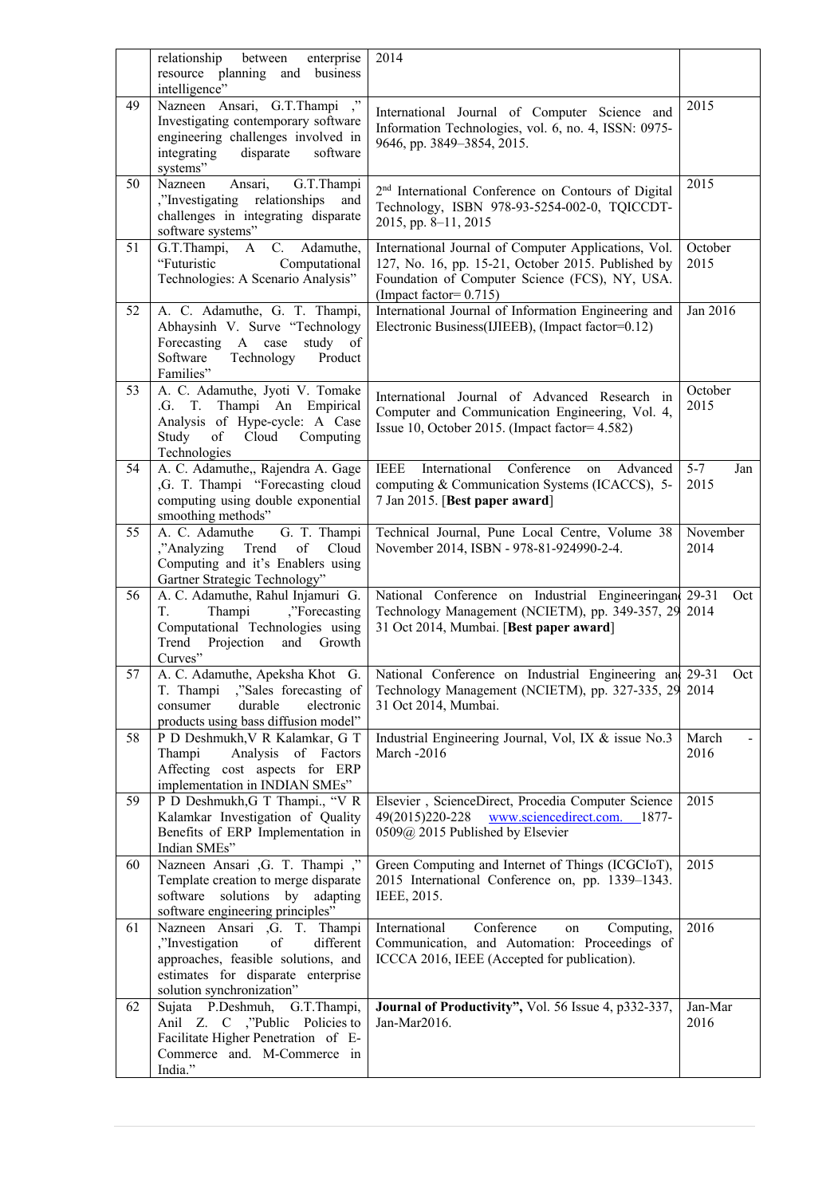| | relationship between enterprise resource planning and business intelligence" | 2014 | |
|---|---|---|---|
| 49 | Nazneen Ansari, G.T.Thampi ," Investigating contemporary software engineering challenges involved in integrating disparate software systems" | International Journal of Computer Science and Information Technologies, vol. 6, no. 4, ISSN: 0975-9646, pp. 3849–3854, 2015. | 2015 |
| 50 | Nazneen Ansari, G.T.Thampi ,"Investigating relationships and challenges in integrating disparate software systems" | 2nd International Conference on Contours of Digital Technology, ISBN 978-93-5254-002-0, TQICCDT-2015, pp. 8–11, 2015 | 2015 |
| 51 | G.T.Thampi, A C. Adamuthe, "Futuristic Computational Technologies: A Scenario Analysis" | International Journal of Computer Applications, Vol. 127, No. 16, pp. 15-21, October 2015. Published by Foundation of Computer Science (FCS), NY, USA. (Impact factor= 0.715) | October 2015 |
| 52 | A. C. Adamuthe, G. T. Thampi, Abhaysinh V. Surve "Technology Forecasting A case study of Software Technology Product Families" | International Journal of Information Engineering and Electronic Business(IJIEEB), (Impact factor=0.12) | Jan 2016 |
| 53 | A. C. Adamuthe, Jyoti V. Tomake .G. T. Thampi An Empirical Analysis of Hype-cycle: A Case Study of Cloud Computing Technologies | International Journal of Advanced Research in Computer and Communication Engineering, Vol. 4, Issue 10, October 2015. (Impact factor= 4.582) | October 2015 |
| 54 | A. C. Adamuthe,, Rajendra A. Gage ,G. T. Thampi "Forecasting cloud computing using double exponential smoothing methods" | IEEE International Conference on Advanced computing & Communication Systems (ICACCS), 5-7 Jan 2015. [**Best paper award**] | 5-7 Jan 2015 |
| 55 | A. C. Adamuthe G. T. Thampi ,"Analyzing Trend of Cloud Computing and it's Enablers using Gartner Strategic Technology" | Technical Journal, Pune Local Centre, Volume 38 November 2014, ISBN - 978-81-924990-2-4. | November 2014 |
| 56 | A. C. Adamuthe, Rahul Injamuri G. T. Thampi ,"Forecasting Computational Technologies using Trend Projection and Growth Curves" | National Conference on Industrial Engineeringand Technology Management (NCIETM), pp. 349-357, 29 31 Oct 2014, Mumbai. [**Best paper award**] | 29-31 Oct 2014 |
| 57 | A. C. Adamuthe, Apeksha Khot G. T. Thampi ,"Sales forecasting of consumer durable electronic products using bass diffusion model" | National Conference on Industrial Engineering and Technology Management (NCIETM), pp. 327-335, 29 31 Oct 2014, Mumbai. | 29-31 Oct 2014 |
| 58 | P D Deshmukh,V R Kalamkar, G T Thampi Analysis of Factors Affecting cost aspects for ERP implementation in INDIAN SMEs" | Industrial Engineering Journal, Vol, IX & issue No.3 March -2016 | March - 2016 |
| 59 | P D Deshmukh,G T Thampi., "V R Kalamkar Investigation of Quality Benefits of ERP Implementation in Indian SMEs" | Elsevier , ScienceDirect, Procedia Computer Science 49(2015)220-228 www.sciencedirect.com. 1877-0509@ 2015 Published by Elsevier | 2015 |
| 60 | Nazneen Ansari ,G. T. Thampi ," Template creation to merge disparate software solutions by adapting software engineering principles" | Green Computing and Internet of Things (ICGCIoT), 2015 International Conference on, pp. 1339–1343. IEEE, 2015. | 2015 |
| 61 | Nazneen Ansari ,G. T. Thampi ,"Investigation of different approaches, feasible solutions, and estimates for disparate enterprise solution synchronization" | International Conference on Computing, Communication, and Automation: Proceedings of ICCCA 2016, IEEE (Accepted for publication). | 2016 |
| 62 | Sujata P.Deshmuh, G.T.Thampi, Anil Z. C ,"Public Policies to Facilitate Higher Penetration of E-Commerce and. M-Commerce in India." | **Journal of Productivity",** Vol. 56 Issue 4, p332-337, Jan-Mar2016. | Jan-Mar 2016 |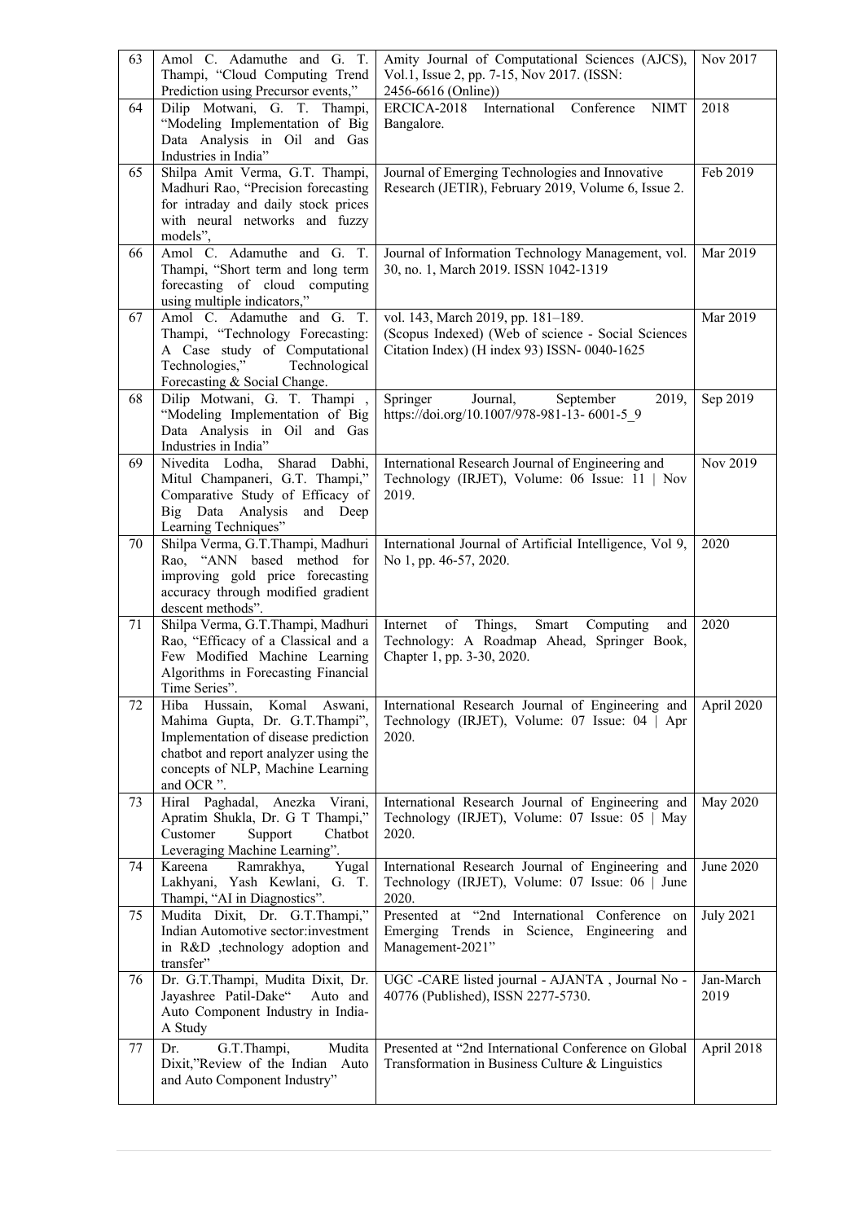| 63 | Amol C. Adamuthe and G. T. Thampi, "Cloud Computing Trend Prediction using Precursor events," | Amity Journal of Computational Sciences (AJCS), Vol.1, Issue 2, pp. 7-15, Nov 2017. (ISSN: 2456-6616 (Online)) | Nov 2017 |
|---|---|---|---|
| 64 | Dilip Motwani, G. T. Thampi, "Modeling Implementation of Big Data Analysis in Oil and Gas Industries in India" | ERCICA-2018 International Conference NIMT Bangalore. | 2018 |
| 65 | Shilpa Amit Verma, G.T. Thampi, Madhuri Rao, "Precision forecasting for intraday and daily stock prices with neural networks and fuzzy models", | Journal of Emerging Technologies and Innovative Research (JETIR), February 2019, Volume 6, Issue 2. | Feb 2019 |
| 66 | Amol C. Adamuthe and G. T. Thampi, "Short term and long term forecasting of cloud computing using multiple indicators," | Journal of Information Technology Management, vol. 30, no. 1, March 2019. ISSN 1042-1319 | Mar 2019 |
| 67 | Amol C. Adamuthe and G. T. Thampi, "Technology Forecasting: A Case study of Computational Technologies," Technological Forecasting & Social Change. | vol. 143, March 2019, pp. 181–189. (Scopus Indexed) (Web of science - Social Sciences Citation Index) (H index 93) ISSN- 0040-1625 | Mar 2019 |
| 68 | Dilip Motwani, G. T. Thampi , "Modeling Implementation of Big Data Analysis in Oil and Gas Industries in India" | Springer Journal, September 2019, https://doi.org/10.1007/978-981-13- 6001-5_9 | Sep 2019 |
| 69 | Nivedita Lodha, Sharad Dabhi, Mitul Champaneri, G.T. Thampi," Comparative Study of Efficacy of Big Data Analysis and Deep Learning Techniques" | International Research Journal of Engineering and Technology (IRJET), Volume: 06 Issue: 11 \| Nov 2019. | Nov 2019 |
| 70 | Shilpa Verma, G.T.Thampi, Madhuri Rao, "ANN based method for improving gold price forecasting accuracy through modified gradient descent methods". | International Journal of Artificial Intelligence, Vol 9, No 1, pp. 46-57, 2020. | 2020 |
| 71 | Shilpa Verma, G.T.Thampi, Madhuri Rao, "Efficacy of a Classical and a Few Modified Machine Learning Algorithms in Forecasting Financial Time Series". | Internet of Things, Smart Computing and Technology: A Roadmap Ahead, Springer Book, Chapter 1, pp. 3-30, 2020. | 2020 |
| 72 | Hiba Hussain, Komal Aswani, Mahima Gupta, Dr. G.T.Thampi", Implementation of disease prediction chatbot and report analyzer using the concepts of NLP, Machine Learning and OCR ". | International Research Journal of Engineering and Technology (IRJET), Volume: 07 Issue: 04 \| Apr 2020. | April 2020 |
| 73 | Hiral Paghadal, Anezka Virani, Apratim Shukla, Dr. G T Thampi," Customer Support Chatbot Leveraging Machine Learning". | International Research Journal of Engineering and Technology (IRJET), Volume: 07 Issue: 05 \| May 2020. | May 2020 |
| 74 | Kareena Ramrakhya, Yugal Lakhyani, Yash Kewlani, G. T. Thampi, "AI in Diagnostics". | International Research Journal of Engineering and Technology (IRJET), Volume: 07 Issue: 06 \| June 2020. | June 2020 |
| 75 | Mudita Dixit, Dr. G.T.Thampi," Indian Automotive sector:investment in R&D ,technology adoption and transfer" | Presented at "2nd International Conference on Emerging Trends in Science, Engineering and Management-2021" | July 2021 |
| 76 | Dr. G.T.Thampi, Mudita Dixit, Dr. Jayashree Patil-Dake" Auto and Auto Component Industry in India- A Study | UGC -CARE listed journal - AJANTA , Journal No - 40776 (Published), ISSN 2277-5730. | Jan-March 2019 |
| 77 | Dr. G.T.Thampi, Mudita Dixit,"Review of the Indian Auto and Auto Component Industry" | Presented at "2nd International Conference on Global Transformation in Business Culture & Linguistics | April 2018 |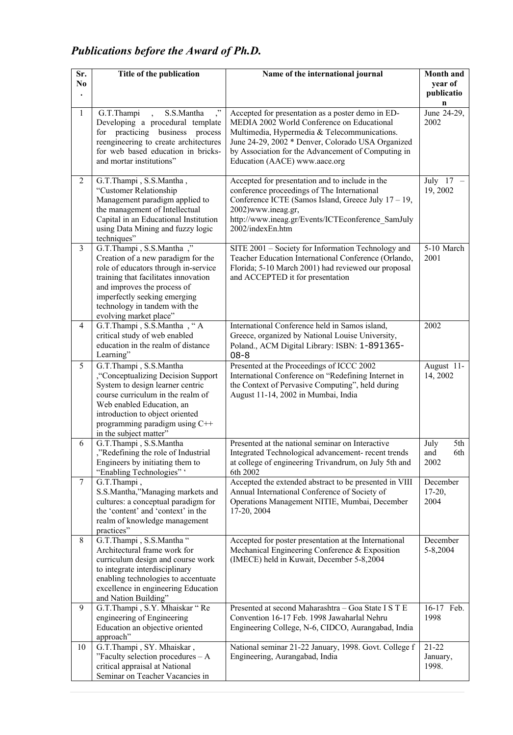## *Publications before the Award of Ph.D.*

| Sr. No. | Title of the publication | Name of the international journal | Month and year of publication |
|---|---|---|---|
| 1 | G.T.Thampi , S.S.Mantha ," Developing a procedural template for practicing business process reengineering to create architectures for web based education in bricks-and mortar institutions" | Accepted for presentation as a poster demo in ED-MEDIA 2002 World Conference on Educational Multimedia, Hypermedia & Telecommunications. June 24-29, 2002 * Denver, Colorado USA Organized by Association for the Advancement of Computing in Education (AACE) www.aace.org | June 24-29, 2002 |
| 2 | G.T.Thampi , S.S.Mantha , "Customer Relationship Management paradigm applied to the management of Intellectual Capital in an Educational Institution using Data Mining and fuzzy logic techniques" | Accepted for presentation and to include in the conference proceedings of The International Conference ICTE (Samos Island, Greece July 17 – 19, 2002)www.ineag.gr, http://www.ineag.gr/Events/ICTEconference_SamJuly2002/indexEn.htm | July 17 – 19, 2002 |
| 3 | G.T.Thampi , S.S.Mantha ," Creation of a new paradigm for the role of educators through in-service training that facilitates innovation and improves the process of imperfectly seeking emerging technology in tandem with the evolving market place" | SITE 2001 – Society for Information Technology and Teacher Education International Conference (Orlando, Florida; 5-10 March 2001) had reviewed our proposal and ACCEPTED it for presentation | 5-10 March 2001 |
| 4 | G.T.Thampi , S.S.Mantha , " A critical study of web enabled education in the realm of distance Learning" | International Conference held in Samos island, Greece, organized by National Louise University, Poland., ACM Digital Library: ISBN: 1-891365-08-8 | 2002 |
| 5 | G.T.Thampi , S.S.Mantha ,"Conceptualizing Decision Support System to design learner centric course curriculum in the realm of Web enabled Education, an introduction to object oriented programming paradigm using C++ in the subject matter" | Presented at the Proceedings of ICCC 2002 International Conference on "Redefining Internet in the Context of Pervasive Computing", held during August 11-14, 2002 in Mumbai, India | August 11-14, 2002 |
| 6 | G.T.Thampi , S.S.Mantha ,"Redefining the role of Industrial Engineers by initiating them to "Enabling Technologies" ' | Presented at the national seminar on Interactive Integrated Technological advancement- recent trends at college of engineering Trivandrum, on July 5th and 6th 2002 | July 5th and 6th 2002 |
| 7 | G.T.Thampi , S.S.Mantha,"Managing markets and cultures: a conceptual paradigm for the 'content' and 'context' in the realm of knowledge management practices" | Accepted the extended abstract to be presented in VIII Annual International Conference of Society of Operations Management NITIE, Mumbai, December 17-20, 2004 | December 17-20, 2004 |
| 8 | G.T.Thampi , S.S.Mantha " Architectural frame work for curriculum design and course work to integrate interdisciplinary enabling technologies to accentuate excellence in engineering Education and Nation Building" | Accepted for poster presentation at the International Mechanical Engineering Conference & Exposition (IMECE) held in Kuwait, December 5-8,2004 | December 5-8,2004 |
| 9 | G.T.Thampi , S.Y. Mhaiskar " Re engineering of Engineering Education an objective oriented approach" | Presented at second Maharashtra – Goa State I S T E Convention 16-17 Feb. 1998 Jawaharlal Nehru Engineering College, N-6, CIDCO, Aurangabad, India | 16-17 Feb. 1998 |
| 10 | G.T.Thampi , SY. Mhaiskar , "Faculty selection procedures – A critical appraisal at National Seminar on Teacher Vacancies in | National seminar 21-22 January, 1998. Govt. College f Engineering, Aurangabad, India | 21-22 January, 1998. |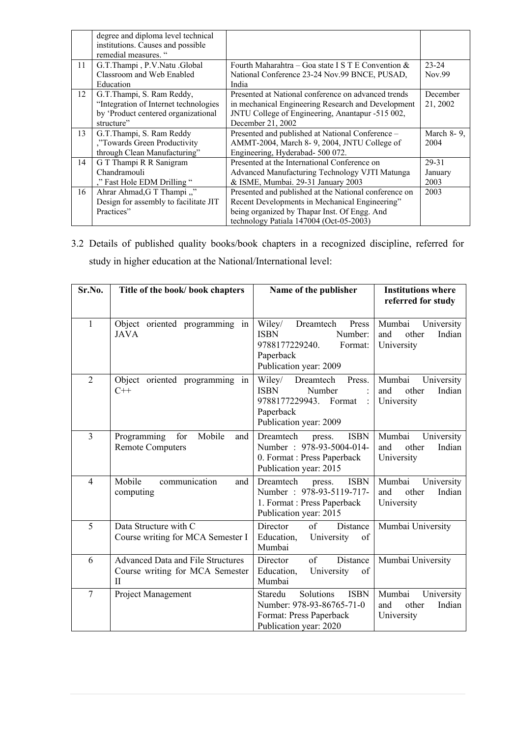| | | | |
|---|---|---|---|
| | degree and diploma level technical institutions. Causes and possible remedial measures. " | | |
| 11 | G.T.Thampi , P.V.Natu .Global Classroom and Web Enabled Education | Fourth Maharahtra – Goa state I S T E Convention & National Conference 23-24 Nov.99 BNCE, PUSAD, India | 23-24 Nov.99 |
| 12 | G.T.Thampi, S. Ram Reddy, "Integration of Internet technologies by 'Product centered organizational structure" | Presented at National conference on advanced trends in mechanical Engineering Research and Development JNTU College of Engineering, Anantapur -515 002, December 21, 2002 | December 21, 2002 |
| 13 | G.T.Thampi, S. Ram Reddy ,"Towards Green Productivity through Clean Manufacturing" | Presented and published at National Conference – AMMT-2004, March 8- 9, 2004, JNTU College of Engineering, Hyderabad- 500 072. | March 8- 9, 2004 |
| 14 | G T Thampi R R Sanigram Chandramouli ," Fast Hole EDM Drilling " | Presented at the International Conference on Advanced Manufacturing Technology VJTI Matunga & ISME, Mumbai. 29-31 January 2003 | 29-31 January 2003 |
| 16 | Ahrar Ahmad,G T Thampi ,," Design for assembly to facilitate JIT Practices" | Presented and published at the National conference on Recent Developments in Mechanical Engineering" being organized by Thapar Inst. Of Engg. And technology Patiala 147004 (Oct-05-2003) | 2003 |

3.2 Details of published quality books/book chapters in a recognized discipline, referred for study in higher education at the National/International level:

| Sr.No. | Title of the book/ book chapters | Name of the publisher | Institutions where referred for study |
|---|---|---|---|
| 1 | Object oriented programming in JAVA | Wiley/ Dreamtech Press ISBN Number: 9788177229240. Format: Paperback Publication year: 2009 | Mumbai University and other Indian University |
| 2 | Object oriented programming in C++ | Wiley/ Dreamtech Press. ISBN Number : 9788177229943. Format : Paperback Publication year: 2009 | Mumbai University and other Indian University |
| 3 | Programming for Mobile and Remote Computers | Dreamtech press. ISBN Number : 978-93-5004-014-0. Format : Press Paperback Publication year: 2015 | Mumbai University and other Indian University |
| 4 | Mobile communication and computing | Dreamtech press. ISBN Number : 978-93-5119-717-1. Format : Press Paperback Publication year: 2015 | Mumbai University and other Indian University |
| 5 | Data Structure with C Course writing for MCA Semester I | Director of Distance Education, University of Mumbai | Mumbai University |
| 6 | Advanced Data and File Structures Course writing for MCA Semester II | Director of Distance Education, University of Mumbai | Mumbai University |
| 7 | Project Management | Staredu Solutions ISBN Number: 978-93-86765-71-0 Format: Press Paperback Publication year: 2020 | Mumbai University and other Indian University |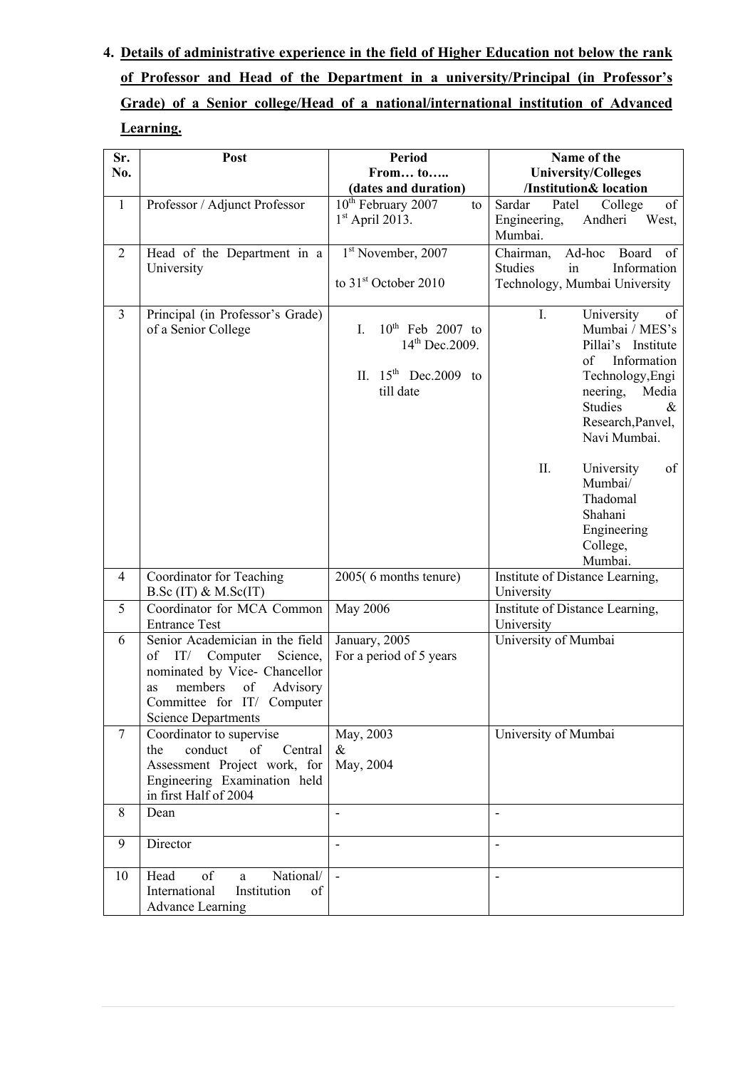**4. Details of administrative experience in the field of Higher Education not below the rank of Professor and Head of the Department in a university/Principal (in Professor's Grade) of a Senior college/Head of a national/international institution of Advanced Learning.**

| Sr. No. | Post | Period From… to….. (dates and duration) | Name of the University/Colleges /Institution& location |
|---|---|---|---|
| 1 | Professor / Adjunct Professor | 10th February 2007 to 1st April 2013. | Sardar Patel College of Engineering, Andheri West, Mumbai. |
| 2 | Head of the Department in a University | 1st November, 2007 to 31st October 2010 | Chairman, Ad-hoc Board of Studies in Information Technology, Mumbai University |
| 3 | Principal (in Professor's Grade) of a Senior College | I. 10th Feb 2007 to 14th Dec.2009.<br>II. 15th Dec.2009 to till date | I. University of Mumbai / MES's Pillai's Institute of Information Technology,Engineering, Media Studies & Research,Panvel, Navi Mumbai.<br>II. University of Mumbai/ Thadomal Shahani Engineering College, Mumbai. |
| 4 | Coordinator for Teaching B.Sc (IT) & M.Sc(IT) | 2005( 6 months tenure) | Institute of Distance Learning, University |
| 5 | Coordinator for MCA Common Entrance Test | May 2006 | Institute of Distance Learning, University |
| 6 | Senior Academician in the field of IT/ Computer Science, nominated by Vice- Chancellor as members of Advisory Committee for IT/ Computer Science Departments | January, 2005 For a period of 5 years | University of Mumbai |
| 7 | Coordinator to supervise the conduct of Central Assessment Project work, for Engineering Examination held in first Half of 2004 | May, 2003 & May, 2004 | University of Mumbai |
| 8 | Dean | - | - |
| 9 | Director | - | - |
| 10 | Head of a National/ International Institution of Advance Learning | - | - |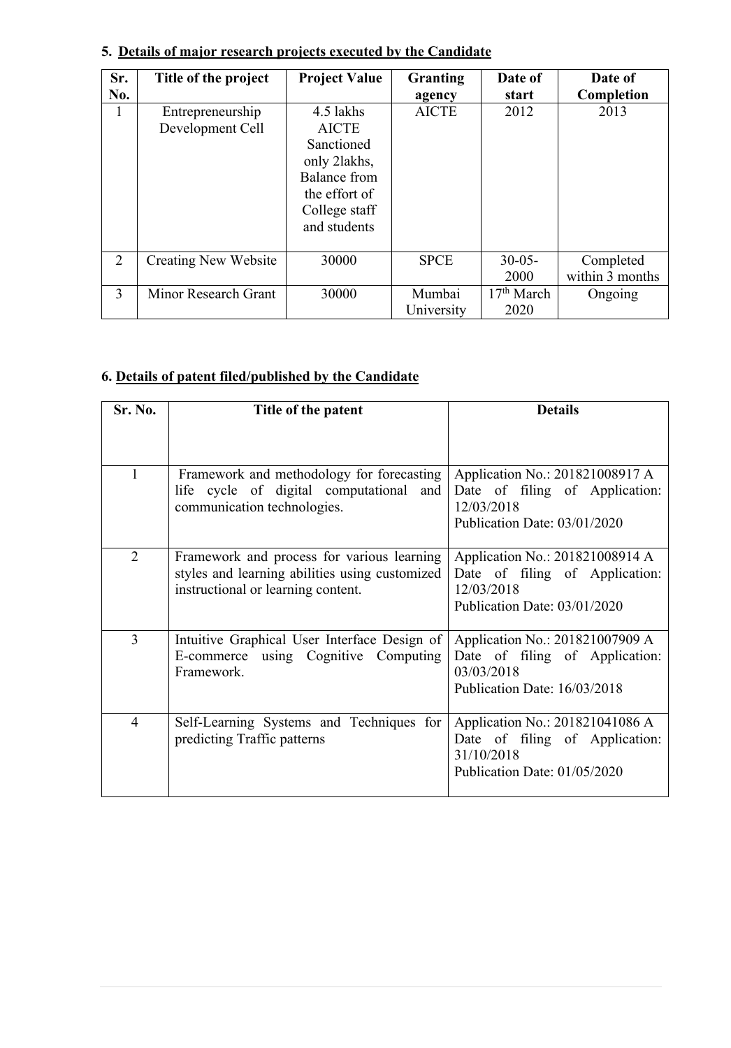## 5. Details of major research projects executed by the Candidate

| Sr. No. | Title of the project | Project Value | Granting agency | Date of start | Date of Completion |
|---|---|---|---|---|---|
| 1 | Entrepreneurship Development Cell | 4.5 lakhs AICTE Sanctioned only 2lakhs, Balance from the effort of College staff and students | AICTE | 2012 | 2013 |
| 2 | Creating New Website | 30000 | SPCE | 30-05-2000 | Completed within 3 months |
| 3 | Minor Research Grant | 30000 | Mumbai University | 17th March 2020 | Ongoing |

## 6. Details of patent filed/published by the Candidate

| Sr. No. | Title of the patent | Details |
|---|---|---|
| 1 | Framework and methodology for forecasting life cycle of digital computational and communication technologies. | Application No.: 201821008917 A<br>Date of filing of Application: 12/03/2018<br>Publication Date: 03/01/2020 |
| 2 | Framework and process for various learning styles and learning abilities using customized instructional or learning content. | Application No.: 201821008914 A<br>Date of filing of Application: 12/03/2018<br>Publication Date: 03/01/2020 |
| 3 | Intuitive Graphical User Interface Design of E-commerce using Cognitive Computing Framework. | Application No.: 201821007909 A<br>Date of filing of Application: 03/03/2018<br>Publication Date: 16/03/2018 |
| 4 | Self-Learning Systems and Techniques for predicting Traffic patterns | Application No.: 201821041086 A<br>Date of filing of Application: 31/10/2018<br>Publication Date: 01/05/2020 |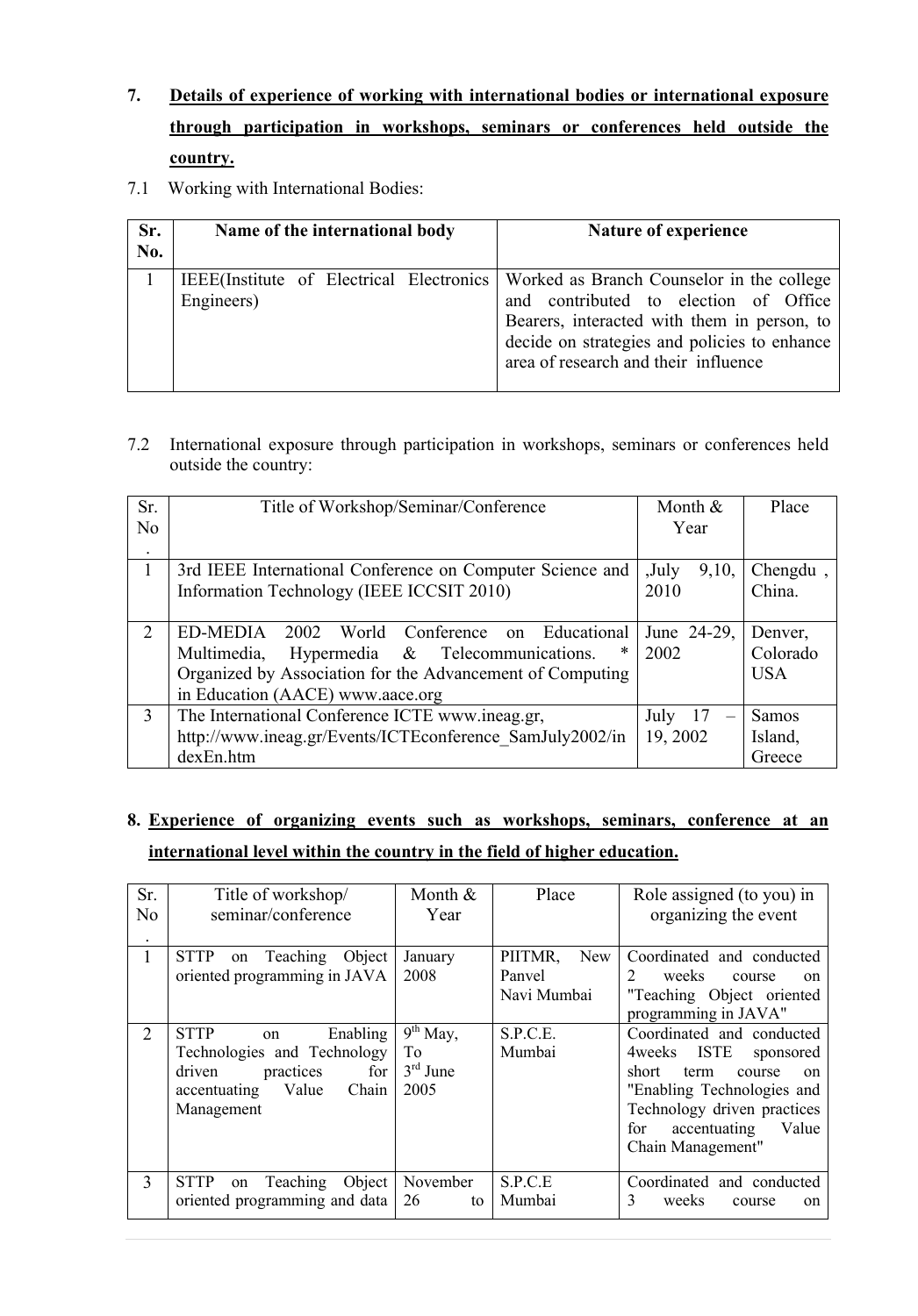**7. Details of experience of working with international bodies or international exposure through participation in workshops, seminars or conferences held outside the country.**

7.1 Working with International Bodies:

| Sr. No. | Name of the international body | Nature of experience |
|---|---|---|
| 1 | IEEE(Institute of Electrical Electronics Engineers) | Worked as Branch Counselor in the college and contributed to election of Office Bearers, interacted with them in person, to decide on strategies and policies to enhance area of research and their influence |

7.2 International exposure through participation in workshops, seminars or conferences held outside the country:

| Sr. No. | Title of Workshop/Seminar/Conference | Month & Year | Place |
|---|---|---|---|
| 1 | 3rd IEEE International Conference on Computer Science and Information Technology (IEEE ICCSIT 2010) | ,July 9,10, 2010 | Chengdu , China. |
| 2 | ED-MEDIA 2002 World Conference on Educational Multimedia, Hypermedia & Telecommunications. * Organized by Association for the Advancement of Computing in Education (AACE) www.aace.org | June 24-29, 2002 | Denver, Colorado USA |
| 3 | The International Conference ICTE www.ineag.gr, http://www.ineag.gr/Events/ICTEconference_SamJuly2002/indexEn.htm | July 17 – 19, 2002 | Samos Island, Greece |

**8. Experience of organizing events such as workshops, seminars, conference at an international level within the country in the field of higher education.**

| Sr. No. | Title of workshop/ seminar/conference | Month & Year | Place | Role assigned (to you) in organizing the event |
|---|---|---|---|---|
| 1 | STTP on Teaching Object oriented programming in JAVA | January 2008 | PIITMR, New Panvel Navi Mumbai | Coordinated and conducted 2 weeks course on "Teaching Object oriented programming in JAVA" |
| 2 | STTP on Enabling Technologies and Technology driven practices for accentuating Value Chain Management | 9th May, To 3rd June 2005 | S.P.C.E. Mumbai | Coordinated and conducted 4weeks ISTE sponsored short term course on "Enabling Technologies and Technology driven practices for accentuating Value Chain Management" |
| 3 | STTP on Teaching Object oriented programming and data | November 26 to | S.P.C.E Mumbai | Coordinated and conducted 3 weeks course on |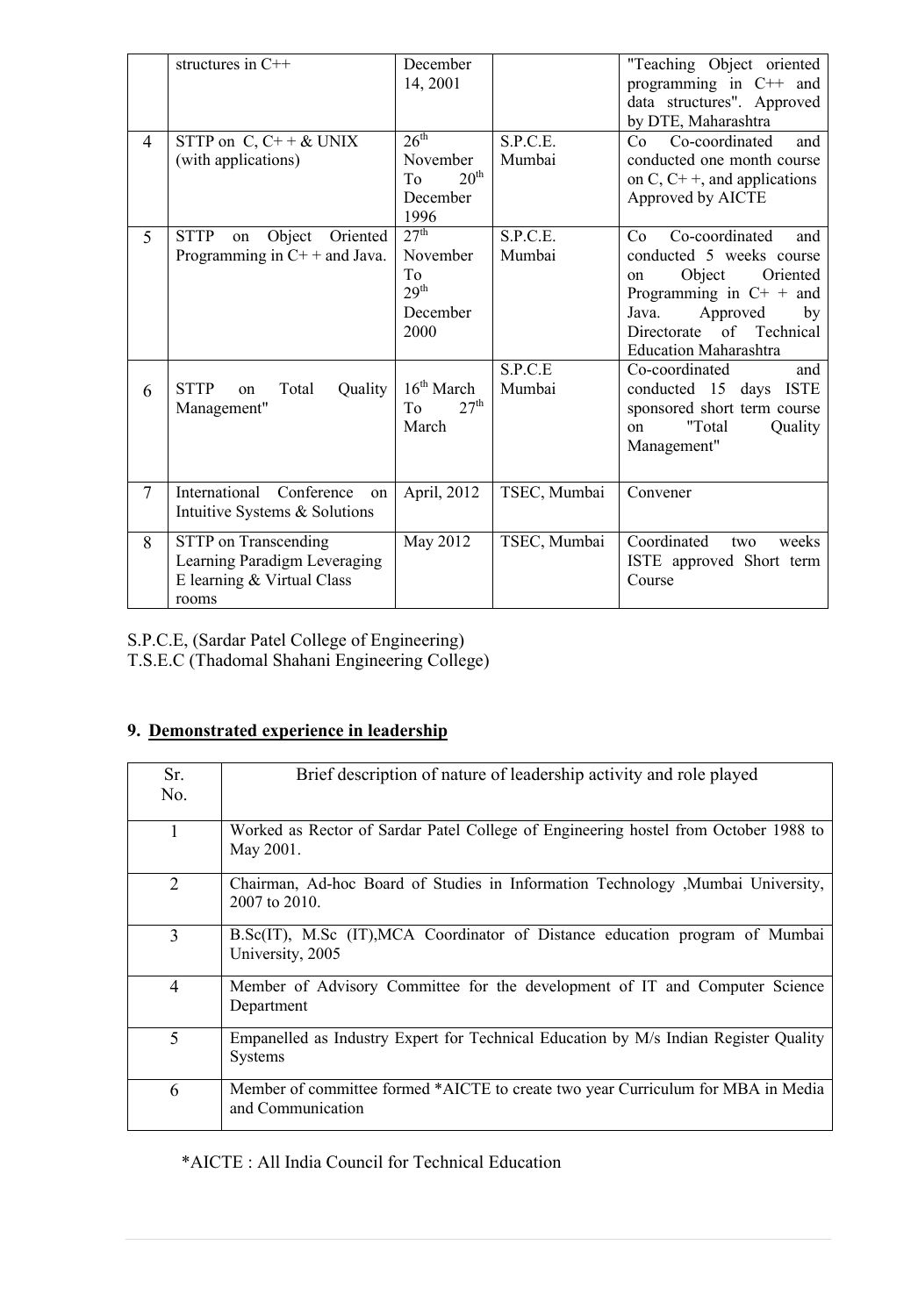|  | structures in C++ | December 14, 2001 |  | "Teaching Object oriented programming in C++ and data structures". Approved by DTE, Maharashtra |
|---|---|---|---|---|
| 4 | STTP on C, C+ + & UNIX (with applications) | 26th November To 20th December 1996 | S.P.C.E. Mumbai | Co Co-coordinated and conducted one month course on C, C+ +, and applications Approved by AICTE |
| 5 | STTP on Object Oriented Programming in C+ + and Java. | 27th November To 29th December 2000 | S.P.C.E. Mumbai | Co Co-coordinated and conducted 5 weeks course on Object Oriented Programming in C+ + and Java. Approved by Directorate of Technical Education Maharashtra |
| 6 | STTP on Total Quality Management" | 16th March To 27th March | S.P.C.E Mumbai | Co-coordinated and conducted 15 days ISTE sponsored short term course on "Total Quality Management" |
| 7 | International Conference on Intuitive Systems & Solutions | April, 2012 | TSEC, Mumbai | Convener |
| 8 | STTP on Transcending Learning Paradigm Leveraging E learning & Virtual Class rooms | May 2012 | TSEC, Mumbai | Coordinated two weeks ISTE approved Short term Course |

S.P.C.E, (Sardar Patel College of Engineering)
T.S.E.C (Thadomal Shahani Engineering College)

## 9. Demonstrated experience in leadership

| Sr. No. | Brief description of nature of leadership activity and role played |
|---|---|
| 1 | Worked as Rector of Sardar Patel College of Engineering hostel from October 1988 to May 2001. |
| 2 | Chairman, Ad-hoc Board of Studies in Information Technology ,Mumbai University, 2007 to 2010. |
| 3 | B.Sc(IT), M.Sc (IT),MCA Coordinator of Distance education program of Mumbai University, 2005 |
| 4 | Member of Advisory Committee for the development of IT and Computer Science Department |
| 5 | Empanelled as Industry Expert for Technical Education by M/s Indian Register Quality Systems |
| 6 | Member of committee formed *AICTE to create two year Curriculum for MBA in Media and Communication |

*AICTE : All India Council for Technical Education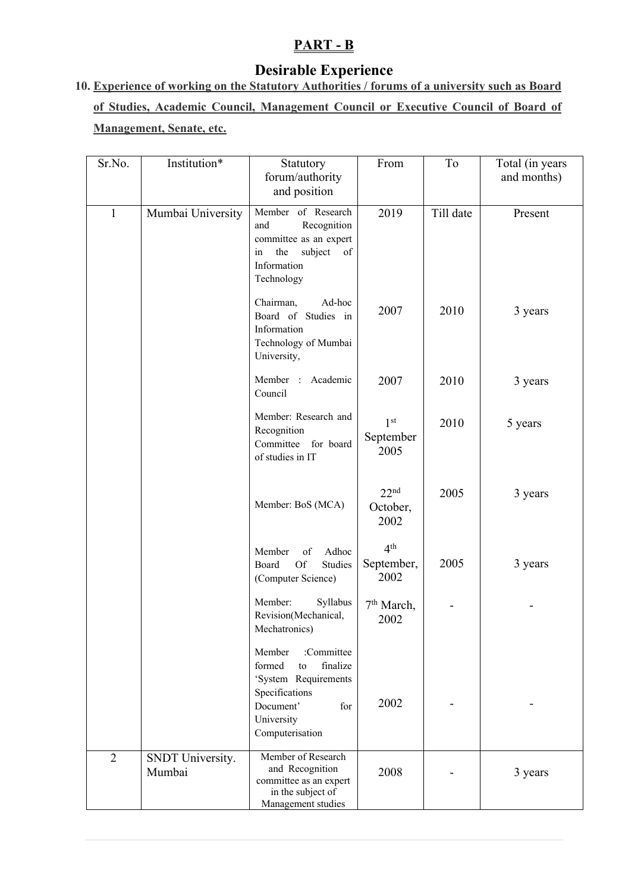## PART - B

# Desirable Experience

**10. Experience of working on the Statutory Authorities / forums of a university such as Board of Studies, Academic Council, Management Council or Executive Council of Board of Management, Senate, etc.**

| Sr.No. | Institution* | Statutory forum/authority and position | From | To | Total (in years and months) |
|---|---|---|---|---|---|
| 1 | Mumbai University | Member of Research and Recognition committee as an expert in the subject of Information Technology | 2019 | Till date | Present |
| | | Chairman, Ad-hoc Board of Studies in Information Technology of Mumbai University, | 2007 | 2010 | 3 years |
| | | Member : Academic Council | 2007 | 2010 | 3 years |
| | | Member: Research and Recognition Committee for board of studies in IT | 1st September 2005 | 2010 | 5 years |
| | | Member: BoS (MCA) | 22nd October, 2002 | 2005 | 3 years |
| | | Member of Adhoc Board Of Studies (Computer Science) | 4th September, 2002 | 2005 | 3 years |
| | | Member: Syllabus Revision(Mechanical, Mechatronics) | 7th March, 2002 | - | - |
| | | Member :Committee formed to finalize 'System Requirements Specifications Document' for University Computerisation | 2002 | - | - |
| 2 | SNDT University. Mumbai | Member of Research and Recognition committee as an expert in the subject of Management studies | 2008 | - | 3 years |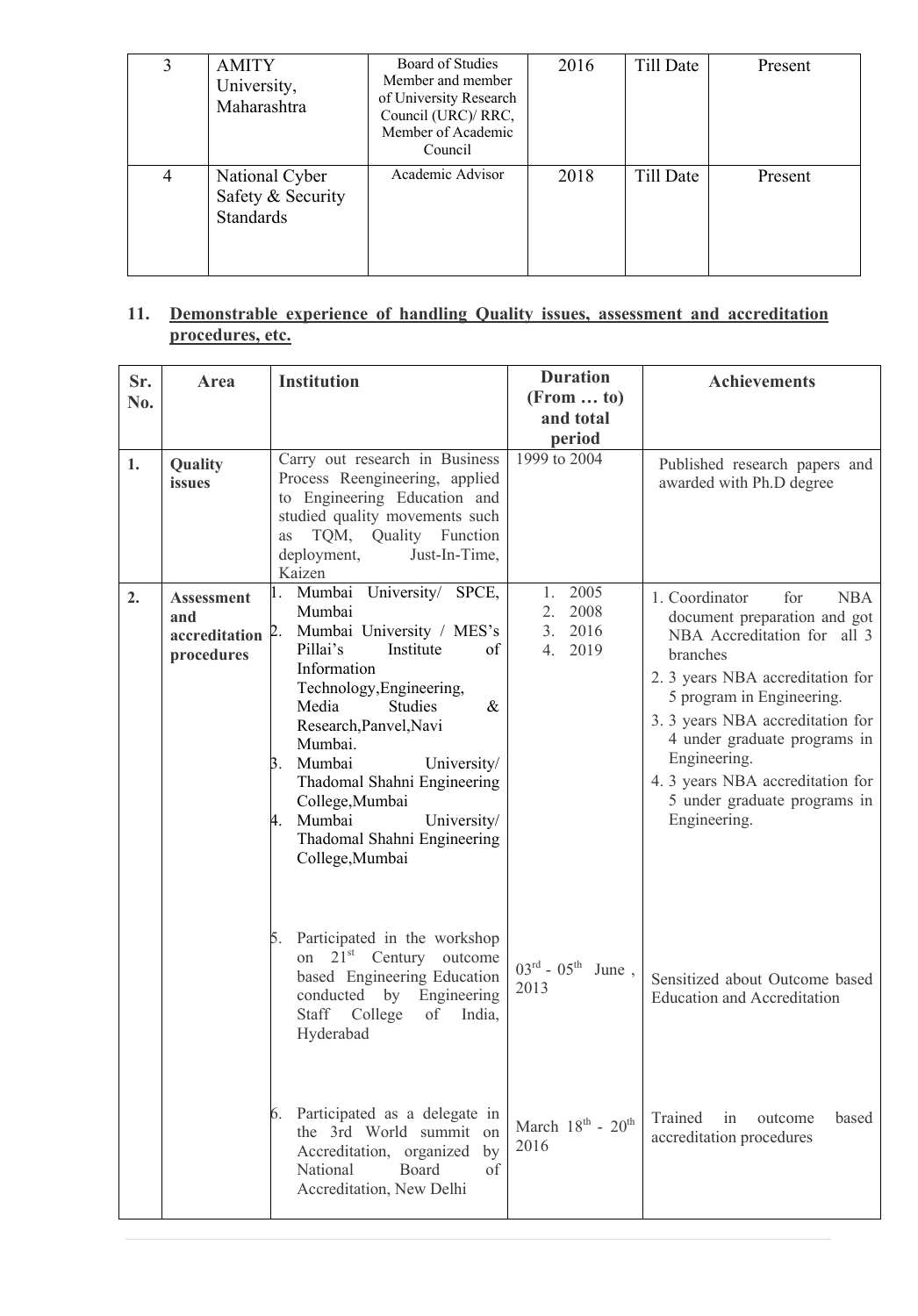| 3 | AMITY University, Maharashtra | Board of Studies Member and member of University Research Council (URC)/ RRC, Member of Academic Council | 2016 | Till Date | Present |
|---|---|---|---|---|---|
| 4 | National Cyber Safety & Security Standards | Academic Advisor | 2018 | Till Date | Present |

## 11. Demonstrable experience of handling Quality issues, assessment and accreditation procedures, etc.

| Sr. No. | Area | Institution | Duration (From … to) and total period | Achievements |
|---|---|---|---|---|
| 1. | **Quality issues** | Carry out research in Business Process Reengineering, applied to Engineering Education and studied quality movements such as TQM, Quality Function deployment, Just-In-Time, Kaizen | 1999 to 2004 | Published research papers and awarded with Ph.D degree |
| 2. | **Assessment and accreditation procedures** | 1. Mumbai University/ SPCE, Mumbai<br>2. Mumbai University / MES's Pillai's Institute of Information Technology,Engineering, Media Studies & Research,Panvel,Navi Mumbai.<br>3. Mumbai University/ Thadomal Shahni Engineering College,Mumbai<br>4. Mumbai University/ Thadomal Shahni Engineering College,Mumbai | 1. 2005<br>2. 2008<br>3. 2016<br>4. 2019 | 1. Coordinator for NBA document preparation and got NBA Accreditation for all 3 branches<br>2. 3 years NBA accreditation for 5 program in Engineering.<br>3. 3 years NBA accreditation for 4 under graduate programs in Engineering.<br>4. 3 years NBA accreditation for 5 under graduate programs in Engineering. |
| | | 5. Participated in the workshop on 21st Century outcome based Engineering Education conducted by Engineering Staff College of India, Hyderabad | 03rd - 05th June, 2013 | Sensitized about Outcome based Education and Accreditation |
| | | 6. Participated as a delegate in the 3rd World summit on Accreditation, organized by National Board of Accreditation, New Delhi | March 18th - 20th 2016 | Trained in outcome based accreditation procedures |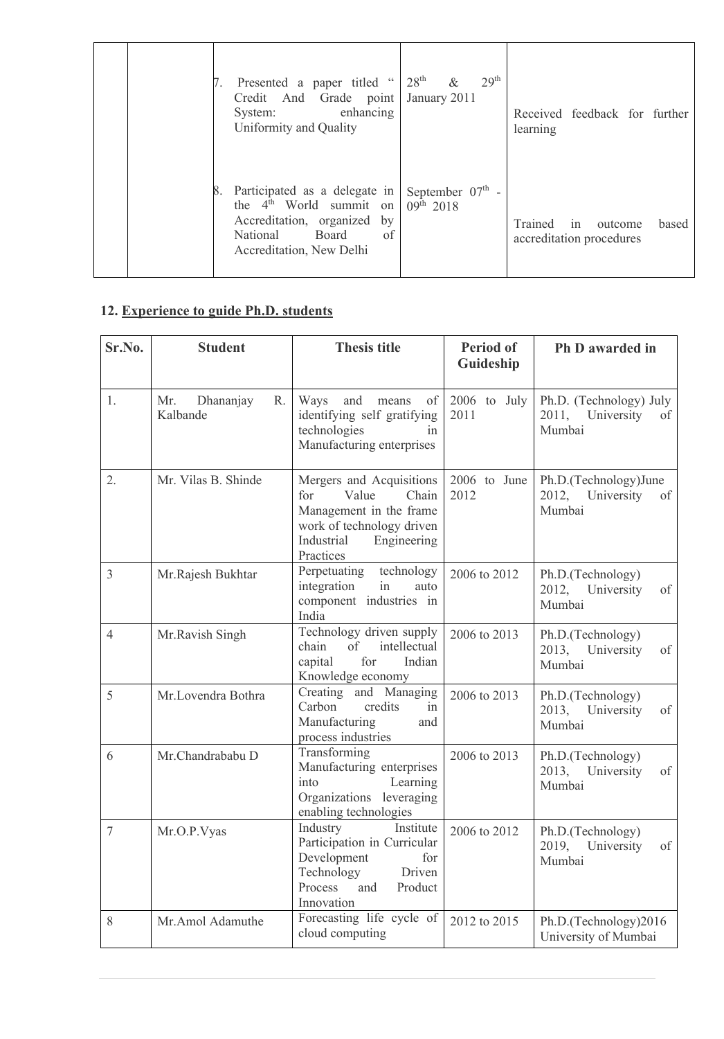| | | | | |
|---|---|---|---|---|
| | | 7. Presented a paper titled " Credit And Grade point System: enhancing Uniformity and Quality | $28^{th}$ & $29^{th}$ January 2011 | Received feedback for further learning |
| | | 8. Participated as a delegate in the $4^{th}$ World summit on Accreditation, organized by National Board of Accreditation, New Delhi | September $07^{th}$ - $09^{th}$ 2018 | Trained in outcome based accreditation procedures |

## 12. Experience to guide Ph.D. students

| Sr.No. | Student | Thesis title | Period of Guideship | Ph D awarded in |
|---|---|---|---|---|
| 1. | Mr. Dhananjay R. Kalbande | Ways and means of identifying self gratifying technologies in Manufacturing enterprises | 2006 to July 2011 | Ph.D. (Technology) July 2011, University of Mumbai |
| 2. | Mr. Vilas B. Shinde | Mergers and Acquisitions for Value Chain Management in the frame work of technology driven Industrial Engineering Practices | 2006 to June 2012 | Ph.D.(Technology)June 2012, University of Mumbai |
| 3 | Mr.Rajesh Bukhtar | Perpetuating technology integration in auto component industries in India | 2006 to 2012 | Ph.D.(Technology) 2012, University of Mumbai |
| 4 | Mr.Ravish Singh | Technology driven supply chain of intellectual capital for Indian Knowledge economy | 2006 to 2013 | Ph.D.(Technology) 2013, University of Mumbai |
| 5 | Mr.Lovendra Bothra | Creating and Managing Carbon credits in Manufacturing and process industries | 2006 to 2013 | Ph.D.(Technology) 2013, University of Mumbai |
| 6 | Mr.Chandrababu D | Transforming Manufacturing enterprises into Learning Organizations leveraging enabling technologies | 2006 to 2013 | Ph.D.(Technology) 2013, University of Mumbai |
| 7 | Mr.O.P.Vyas | Industry Institute Participation in Curricular Development for Technology Driven Process and Product Innovation | 2006 to 2012 | Ph.D.(Technology) 2019, University of Mumbai |
| 8 | Mr.Amol Adamuthe | Forecasting life cycle of cloud computing | 2012 to 2015 | Ph.D.(Technology)2016 University of Mumbai |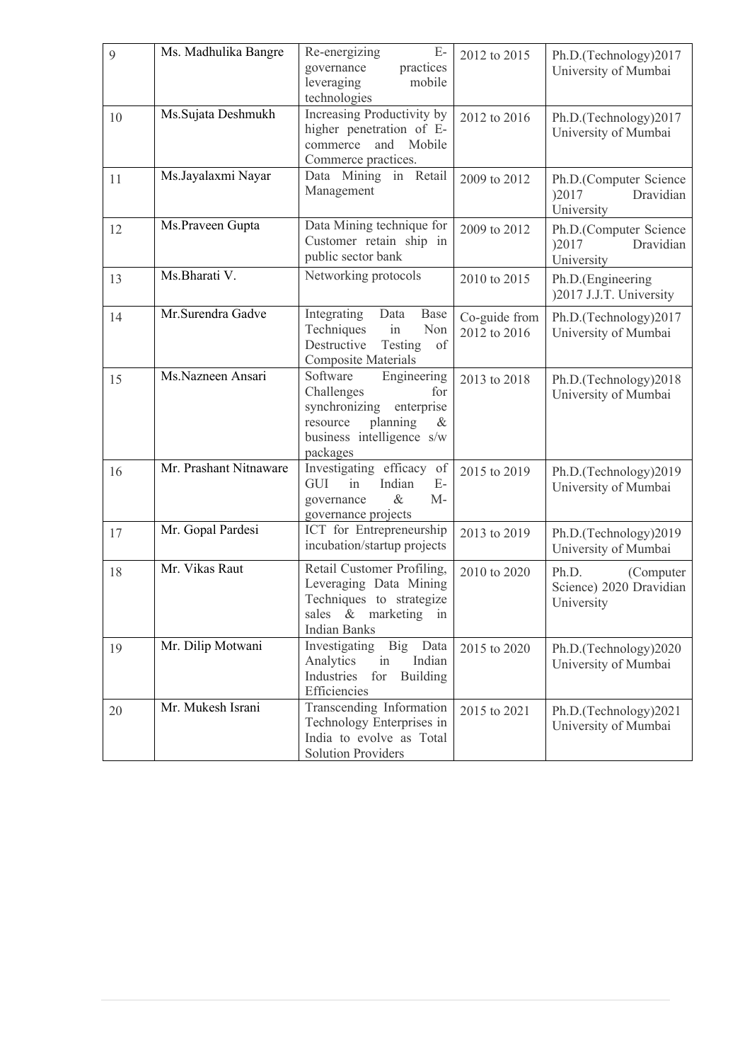| 9 | Ms. Madhulika Bangre | Re-energizing E-governance practices leveraging mobile technologies | 2012 to 2015 | Ph.D.(Technology)2017 University of Mumbai |
|---|---|---|---|---|
| 10 | Ms.Sujata Deshmukh | Increasing Productivity by higher penetration of E-commerce and Mobile Commerce practices. | 2012 to 2016 | Ph.D.(Technology)2017 University of Mumbai |
| 11 | Ms.Jayalaxmi Nayar | Data Mining in Retail Management | 2009 to 2012 | Ph.D.(Computer Science )2017 Dravidian University |
| 12 | Ms.Praveen Gupta | Data Mining technique for Customer retain ship in public sector bank | 2009 to 2012 | Ph.D.(Computer Science )2017 Dravidian University |
| 13 | Ms.Bharati V. | Networking protocols | 2010 to 2015 | Ph.D.(Engineering )2017 J.J.T. University |
| 14 | Mr.Surendra Gadve | Integrating Data Base Techniques in Non Destructive Testing of Composite Materials | Co-guide from 2012 to 2016 | Ph.D.(Technology)2017 University of Mumbai |
| 15 | Ms.Nazneen Ansari | Software Engineering Challenges for synchronizing enterprise resource planning & business intelligence s/w packages | 2013 to 2018 | Ph.D.(Technology)2018 University of Mumbai |
| 16 | Mr. Prashant Nitnaware | Investigating efficacy of GUI in Indian E-governance & M-governance projects | 2015 to 2019 | Ph.D.(Technology)2019 University of Mumbai |
| 17 | Mr. Gopal Pardesi | ICT for Entrepreneurship incubation/startup projects | 2013 to 2019 | Ph.D.(Technology)2019 University of Mumbai |
| 18 | Mr. Vikas Raut | Retail Customer Profiling, Leveraging Data Mining Techniques to strategize sales & marketing in Indian Banks | 2010 to 2020 | Ph.D. (Computer Science) 2020 Dravidian University |
| 19 | Mr. Dilip Motwani | Investigating Big Data Analytics in Indian Industries for Building Efficiencies | 2015 to 2020 | Ph.D.(Technology)2020 University of Mumbai |
| 20 | Mr. Mukesh Israni | Transcending Information Technology Enterprises in India to evolve as Total Solution Providers | 2015 to 2021 | Ph.D.(Technology)2021 University of Mumbai |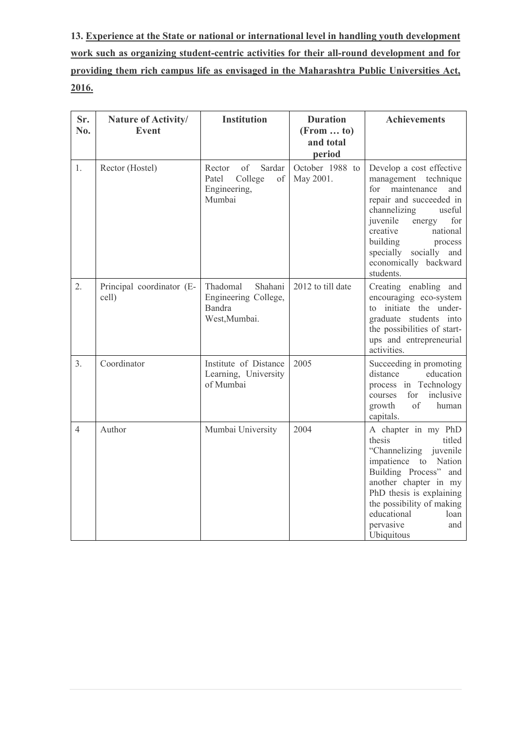**13. <u>Experience at the State or national or international level in handling youth development work such as organizing student-centric activities for their all-round development and for providing them rich campus life as envisaged in the Maharashtra Public Universities Act, 2016.</u>**

| Sr. No. | Nature of Activity/ Event | Institution | Duration (From … to) and total period | Achievements |
|---|---|---|---|---|
| 1. | Rector (Hostel) | Rector of Sardar Patel College of Engineering, Mumbai | October 1988 to May 2001. | Develop a cost effective management technique for maintenance and repair and succeeded in channelizing useful juvenile energy for creative national building process specially socially and economically backward students. |
| 2. | Principal coordinator (E-cell) | Thadomal Shahani Engineering College, Bandra West,Mumbai. | 2012 to till date | Creating enabling and encouraging eco-system to initiate the under-graduate students into the possibilities of start-ups and entrepreneurial activities. |
| 3. | Coordinator | Institute of Distance Learning, University of Mumbai | 2005 | Succeeding in promoting distance education process in Technology courses for inclusive growth of human capitals. |
| 4 | Author | Mumbai University | 2004 | A chapter in my PhD thesis titled "Channelizing juvenile impatience to Nation Building Process" and another chapter in my PhD thesis is explaining the possibility of making educational loan pervasive and Ubiquitous |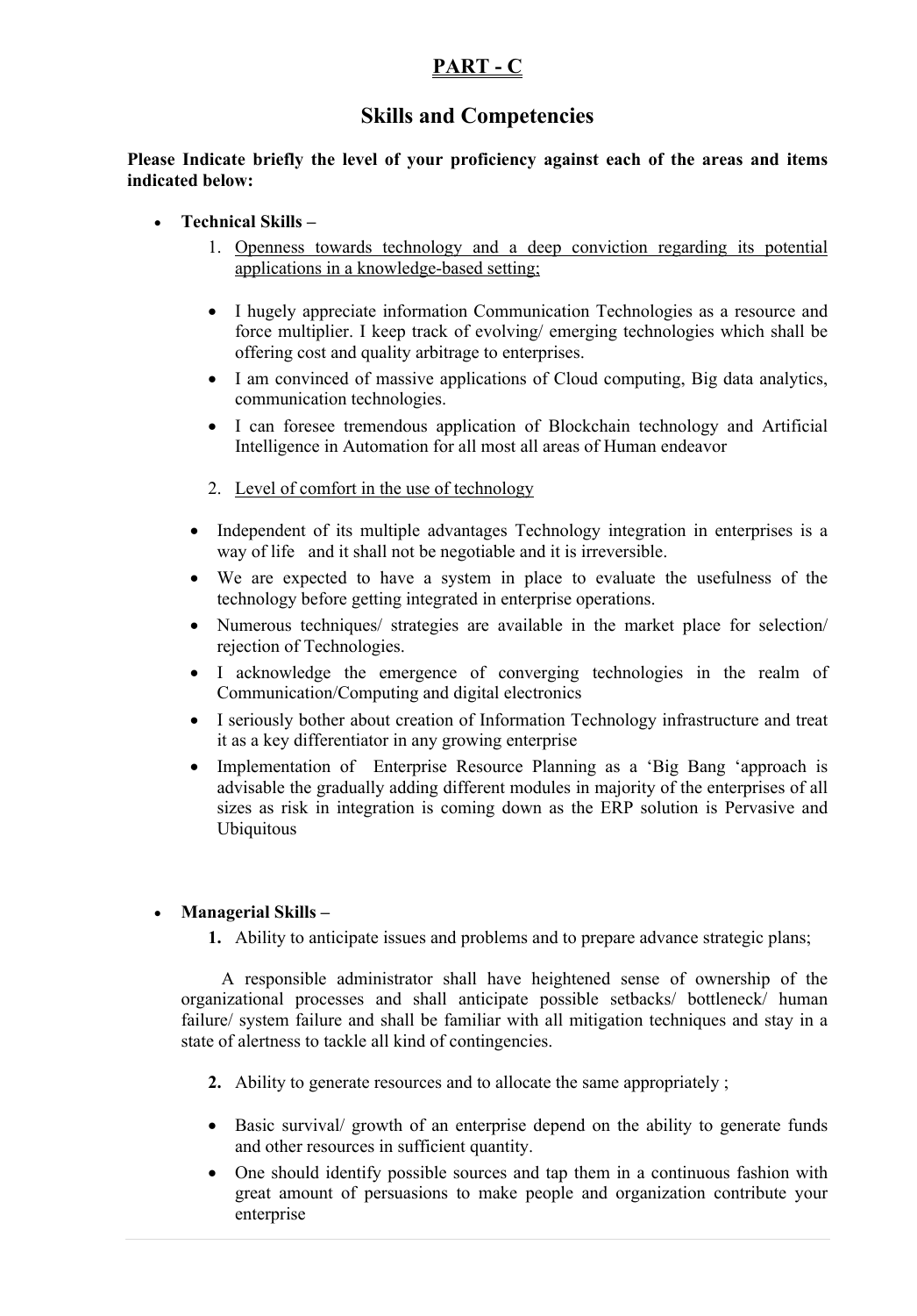# PART - C

## Skills and Competencies

**Please Indicate briefly the level of your proficiency against each of the areas and items indicated below:**

- **Technical Skills –**
    1. Openness towards technology and a deep conviction regarding its potential applications in a knowledge-based setting;

    - I hugely appreciate information Communication Technologies as a resource and force multiplier. I keep track of evolving/ emerging technologies which shall be offering cost and quality arbitrage to enterprises.
    - I am convinced of massive applications of Cloud computing, Big data analytics, communication technologies.
    - I can foresee tremendous application of Blockchain technology and Artificial Intelligence in Automation for all most all areas of Human endeavor

    2. Level of comfort in the use of technology

    - Independent of its multiple advantages Technology integration in enterprises is a way of life and it shall not be negotiable and it is irreversible.
    - We are expected to have a system in place to evaluate the usefulness of the technology before getting integrated in enterprise operations.
    - Numerous techniques/ strategies are available in the market place for selection/ rejection of Technologies.
    - I acknowledge the emergence of converging technologies in the realm of Communication/Computing and digital electronics
    - I seriously bother about creation of Information Technology infrastructure and treat it as a key differentiator in any growing enterprise
    - Implementation of Enterprise Resource Planning as a 'Big Bang 'approach is advisable the gradually adding different modules in majority of the enterprises of all sizes as risk in integration is coming down as the ERP solution is Pervasive and Ubiquitous

- **Managerial Skills –**
    1. Ability to anticipate issues and problems and to prepare advance strategic plans;

    A responsible administrator shall have heightened sense of ownership of the organizational processes and shall anticipate possible setbacks/ bottleneck/ human failure/ system failure and shall be familiar with all mitigation techniques and stay in a state of alertness to tackle all kind of contingencies.

    2. Ability to generate resources and to allocate the same appropriately ;

    - Basic survival/ growth of an enterprise depend on the ability to generate funds and other resources in sufficient quantity.
    - One should identify possible sources and tap them in a continuous fashion with great amount of persuasions to make people and organization contribute your enterprise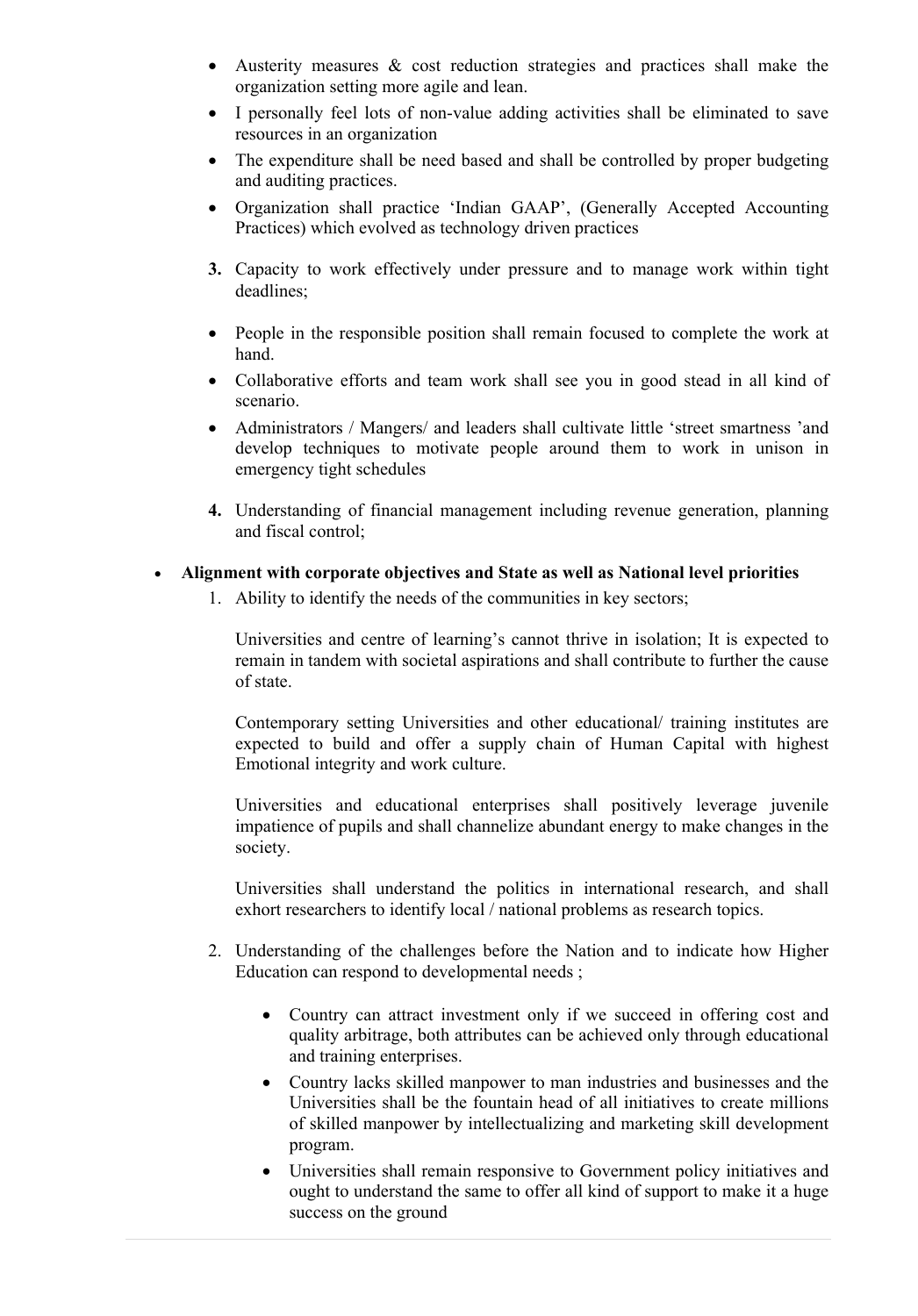- Austerity measures & cost reduction strategies and practices shall make the organization setting more agile and lean.
- I personally feel lots of non-value adding activities shall be eliminated to save resources in an organization
- The expenditure shall be need based and shall be controlled by proper budgeting and auditing practices.
- Organization shall practice 'Indian GAAP', (Generally Accepted Accounting Practices) which evolved as technology driven practices

**3.** Capacity to work effectively under pressure and to manage work within tight deadlines;

- People in the responsible position shall remain focused to complete the work at hand.
- Collaborative efforts and team work shall see you in good stead in all kind of scenario.
- Administrators / Mangers/ and leaders shall cultivate little 'street smartness 'and develop techniques to motivate people around them to work in unison in emergency tight schedules

**4.** Understanding of financial management including revenue generation, planning and fiscal control;

- **Alignment with corporate objectives and State as well as National level priorities**

  1. Ability to identify the needs of the communities in key sectors;

     Universities and centre of learning's cannot thrive in isolation; It is expected to remain in tandem with societal aspirations and shall contribute to further the cause of state.

     Contemporary setting Universities and other educational/ training institutes are expected to build and offer a supply chain of Human Capital with highest Emotional integrity and work culture.

     Universities and educational enterprises shall positively leverage juvenile impatience of pupils and shall channelize abundant energy to make changes in the society.

     Universities shall understand the politics in international research, and shall exhort researchers to identify local / national problems as research topics.

  2. Understanding of the challenges before the Nation and to indicate how Higher Education can respond to developmental needs ;

     - Country can attract investment only if we succeed in offering cost and quality arbitrage, both attributes can be achieved only through educational and training enterprises.
     - Country lacks skilled manpower to man industries and businesses and the Universities shall be the fountain head of all initiatives to create millions of skilled manpower by intellectualizing and marketing skill development program.
     - Universities shall remain responsive to Government policy initiatives and ought to understand the same to offer all kind of support to make it a huge success on the ground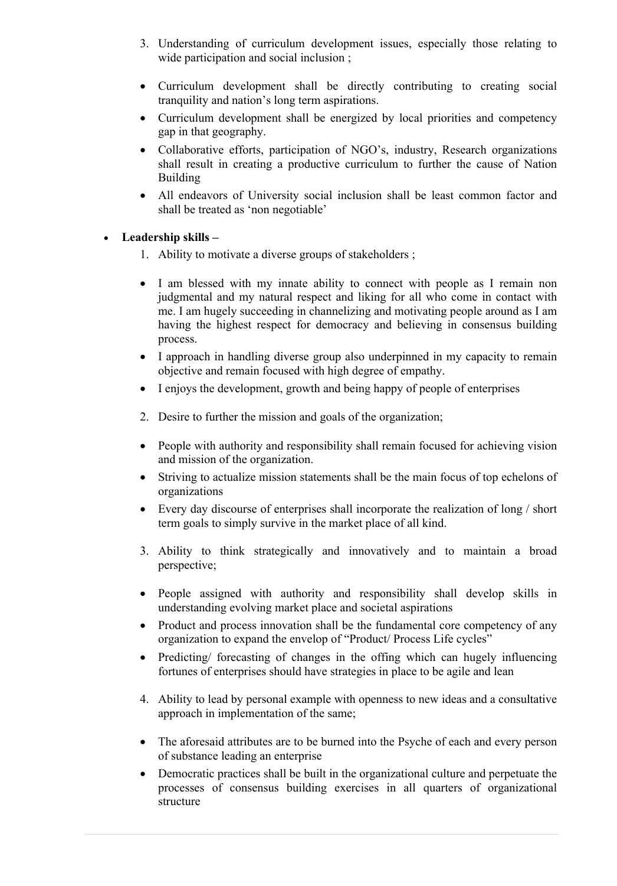3. Understanding of curriculum development issues, especially those relating to wide participation and social inclusion ;

- Curriculum development shall be directly contributing to creating social tranquility and nation's long term aspirations.
- Curriculum development shall be energized by local priorities and competency gap in that geography.
- Collaborative efforts, participation of NGO's, industry, Research organizations shall result in creating a productive curriculum to further the cause of Nation Building
- All endeavors of University social inclusion shall be least common factor and shall be treated as 'non negotiable'

- **Leadership skills –**

1. Ability to motivate a diverse groups of stakeholders ;

- I am blessed with my innate ability to connect with people as I remain non judgmental and my natural respect and liking for all who come in contact with me. I am hugely succeeding in channelizing and motivating people around as I am having the highest respect for democracy and believing in consensus building process.
- I approach in handling diverse group also underpinned in my capacity to remain objective and remain focused with high degree of empathy.
- I enjoys the development, growth and being happy of people of enterprises

2. Desire to further the mission and goals of the organization;

- People with authority and responsibility shall remain focused for achieving vision and mission of the organization.
- Striving to actualize mission statements shall be the main focus of top echelons of organizations
- Every day discourse of enterprises shall incorporate the realization of long / short term goals to simply survive in the market place of all kind.

3. Ability to think strategically and innovatively and to maintain a broad perspective;

- People assigned with authority and responsibility shall develop skills in understanding evolving market place and societal aspirations
- Product and process innovation shall be the fundamental core competency of any organization to expand the envelop of "Product/ Process Life cycles"
- Predicting/ forecasting of changes in the offing which can hugely influencing fortunes of enterprises should have strategies in place to be agile and lean

4. Ability to lead by personal example with openness to new ideas and a consultative approach in implementation of the same;

- The aforesaid attributes are to be burned into the Psyche of each and every person of substance leading an enterprise
- Democratic practices shall be built in the organizational culture and perpetuate the processes of consensus building exercises in all quarters of organizational structure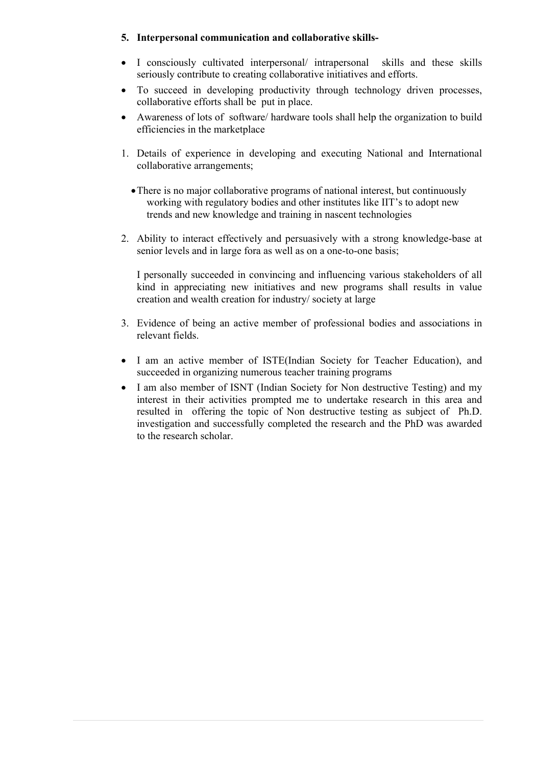**5. Interpersonal communication and collaborative skills-**

- I consciously cultivated interpersonal/ intrapersonal skills and these skills seriously contribute to creating collaborative initiatives and efforts.
- To succeed in developing productivity through technology driven processes, collaborative efforts shall be put in place.
- Awareness of lots of software/ hardware tools shall help the organization to build efficiencies in the marketplace

1. Details of experience in developing and executing National and International collaborative arrangements;

   - There is no major collaborative programs of national interest, but continuously working with regulatory bodies and other institutes like IIT's to adopt new trends and new knowledge and training in nascent technologies

2. Ability to interact effectively and persuasively with a strong knowledge-base at senior levels and in large fora as well as on a one-to-one basis;

   I personally succeeded in convincing and influencing various stakeholders of all kind in appreciating new initiatives and new programs shall results in value creation and wealth creation for industry/ society at large

3. Evidence of being an active member of professional bodies and associations in relevant fields.

- I am an active member of ISTE(Indian Society for Teacher Education), and succeeded in organizing numerous teacher training programs
- I am also member of ISNT (Indian Society for Non destructive Testing) and my interest in their activities prompted me to undertake research in this area and resulted in offering the topic of Non destructive testing as subject of Ph.D. investigation and successfully completed the research and the PhD was awarded to the research scholar.